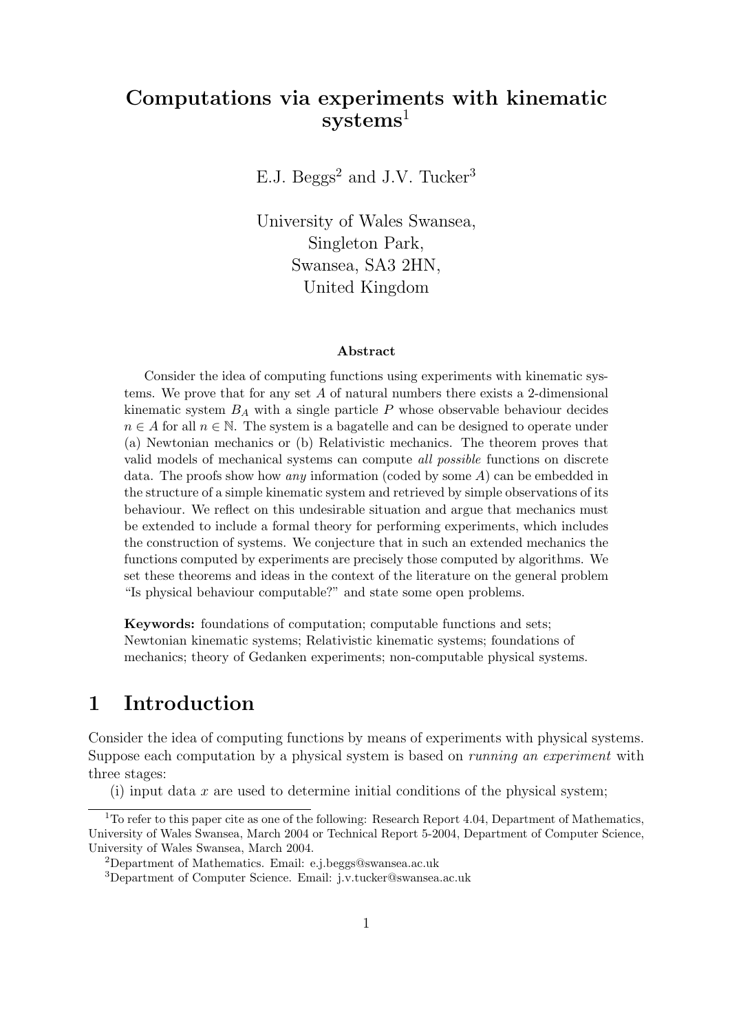# Computations via experiments with kinematic systems[1]

E.J. Beggs[2] and J.V. Tucker[3]

University of Wales Swansea,
Singleton Park,
Swansea, SA3 2HN,
United Kingdom

### Abstract

Consider the idea of computing functions using experiments with kinematic systems. We prove that for any set $A$ of natural numbers there exists a 2-dimensional kinematic system $B_A$ with a single particle $P$ whose observable behaviour decides $n \in A$ for all $n \in \mathbb{N}$. The system is a bagatelle and can be designed to operate under (a) Newtonian mechanics or (b) Relativistic mechanics. The theorem proves that valid models of mechanical systems can compute *all possible* functions on discrete data. The proofs show how *any* information (coded by some $A$) can be embedded in the structure of a simple kinematic system and retrieved by simple observations of its behaviour. We reflect on this undesirable situation and argue that mechanics must be extended to include a formal theory for performing experiments, which includes the construction of systems. We conjecture that in such an extended mechanics the functions computed by experiments are precisely those computed by algorithms. We set these theorems and ideas in the context of the literature on the general problem "Is physical behaviour computable?" and state some open problems.

**Keywords:** foundations of computation; computable functions and sets; Newtonian kinematic systems; Relativistic kinematic systems; foundations of mechanics; theory of Gedanken experiments; non-computable physical systems.

## 1 Introduction

Consider the idea of computing functions by means of experiments with physical systems. Suppose each computation by a physical system is based on *running an experiment* with three stages:

(i) input data $x$ are used to determine initial conditions of the physical system;

---

[1] To refer to this paper cite as one of the following: Research Report 4.04, Department of Mathematics, University of Wales Swansea, March 2004 or Technical Report 5-2004, Department of Computer Science, University of Wales Swansea, March 2004.

[2] Department of Mathematics. Email: e.j.beggs@swansea.ac.uk

[3] Department of Computer Science. Email: j.v.tucker@swansea.ac.uk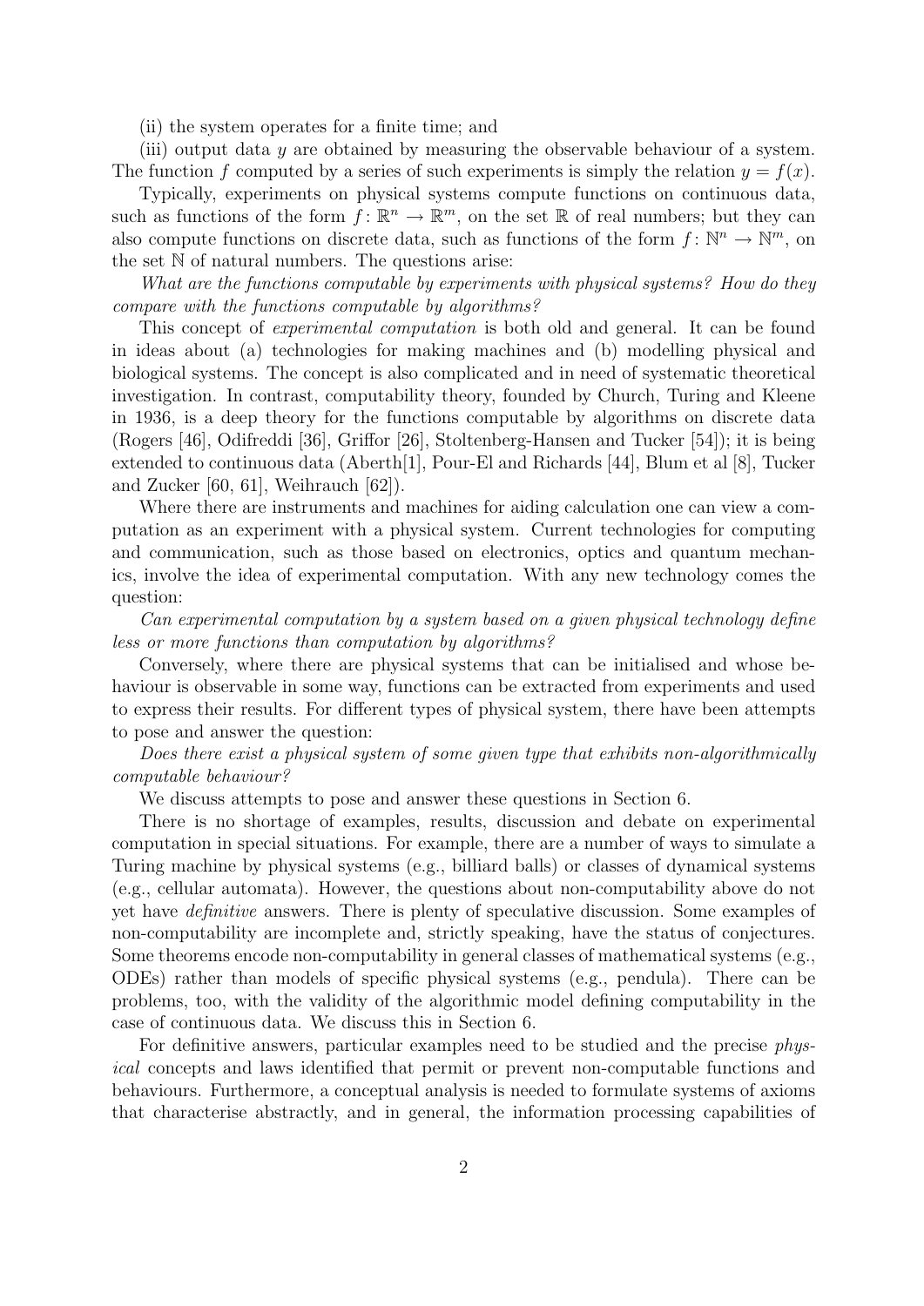(ii) the system operates for a finite time; and

(iii) output data $y$ are obtained by measuring the observable behaviour of a system. The function $f$ computed by a series of such experiments is simply the relation $y = f(x)$.

Typically, experiments on physical systems compute functions on continuous data, such as functions of the form $f : \mathbb{R}^n \to \mathbb{R}^m$, on the set $\mathbb{R}$ of real numbers; but they can also compute functions on discrete data, such as functions of the form $f : \mathbb{N}^n \to \mathbb{N}^m$, on the set $\mathbb{N}$ of natural numbers. The questions arise:

*What are the functions computable by experiments with physical systems? How do they compare with the functions computable by algorithms?*

This concept of *experimental computation* is both old and general. It can be found in ideas about (a) technologies for making machines and (b) modelling physical and biological systems. The concept is also complicated and in need of systematic theoretical investigation. In contrast, computability theory, founded by Church, Turing and Kleene in 1936, is a deep theory for the functions computable by algorithms on discrete data (Rogers [46], Odifreddi [36], Griffor [26], Stoltenberg-Hansen and Tucker [54]); it is being extended to continuous data (Aberth[1], Pour-El and Richards [44], Blum et al [8], Tucker and Zucker [60, 61], Weihrauch [62]).

Where there are instruments and machines for aiding calculation one can view a computation as an experiment with a physical system. Current technologies for computing and communication, such as those based on electronics, optics and quantum mechanics, involve the idea of experimental computation. With any new technology comes the question:

*Can experimental computation by a system based on a given physical technology define less or more functions than computation by algorithms?*

Conversely, where there are physical systems that can be initialised and whose behaviour is observable in some way, functions can be extracted from experiments and used to express their results. For different types of physical system, there have been attempts to pose and answer the question:

*Does there exist a physical system of some given type that exhibits non-algorithmically computable behaviour?*

We discuss attempts to pose and answer these questions in Section 6.

There is no shortage of examples, results, discussion and debate on experimental computation in special situations. For example, there are a number of ways to simulate a Turing machine by physical systems (e.g., billiard balls) or classes of dynamical systems (e.g., cellular automata). However, the questions about non-computability above do not yet have *definitive* answers. There is plenty of speculative discussion. Some examples of non-computability are incomplete and, strictly speaking, have the status of conjectures. Some theorems encode non-computability in general classes of mathematical systems (e.g., ODEs) rather than models of specific physical systems (e.g., pendula). There can be problems, too, with the validity of the algorithmic model defining computability in the case of continuous data. We discuss this in Section 6.

For definitive answers, particular examples need to be studied and the precise *physical* concepts and laws identified that permit or prevent non-computable functions and behaviours. Furthermore, a conceptual analysis is needed to formulate systems of axioms that characterise abstractly, and in general, the information processing capabilities of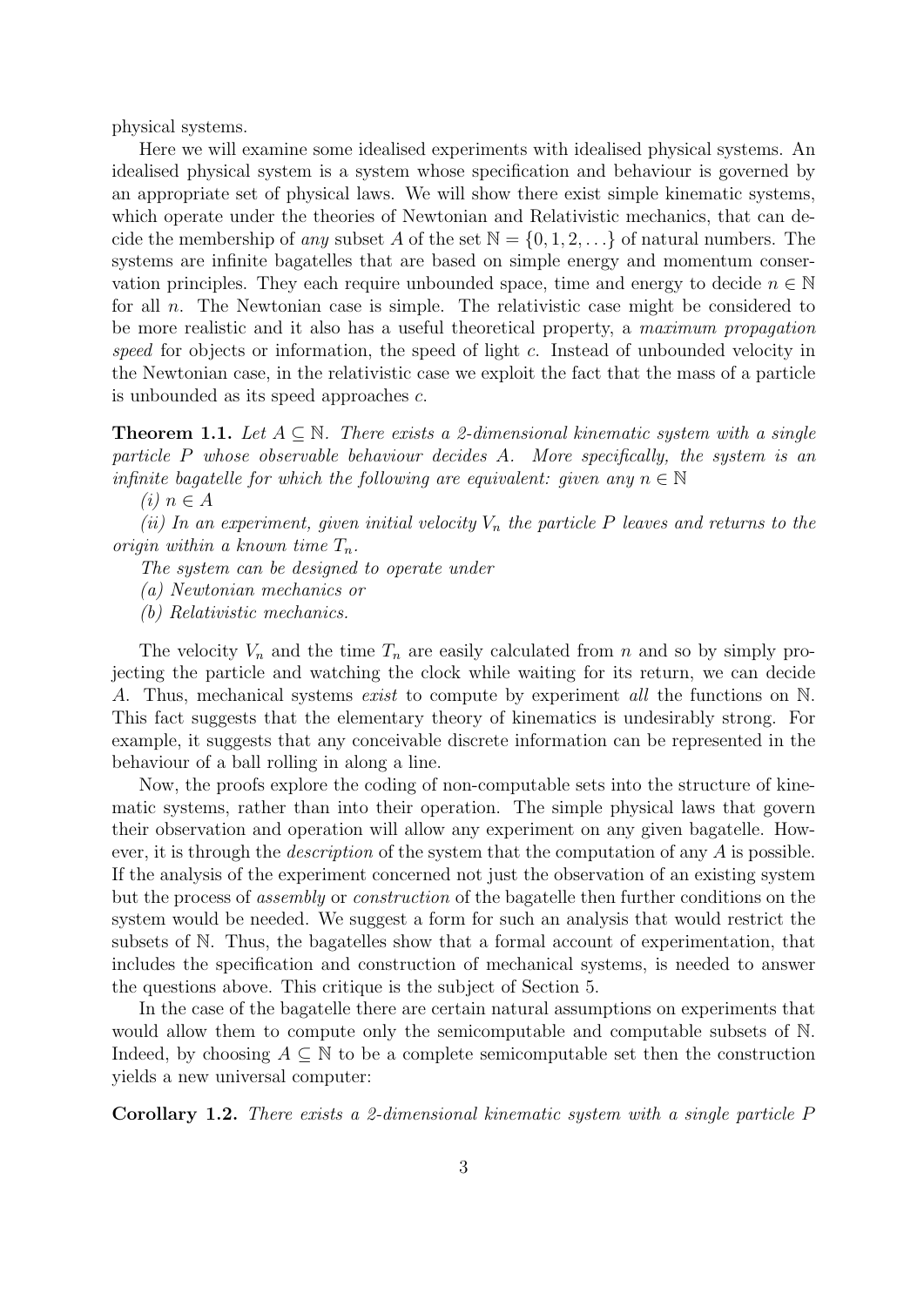physical systems.

Here we will examine some idealised experiments with idealised physical systems. An idealised physical system is a system whose specification and behaviour is governed by an appropriate set of physical laws. We will show there exist simple kinematic systems, which operate under the theories of Newtonian and Relativistic mechanics, that can decide the membership of *any* subset $A$ of the set $\mathbb{N} = \{0, 1, 2, \ldots\}$ of natural numbers. The systems are infinite bagatelles that are based on simple energy and momentum conservation principles. They each require unbounded space, time and energy to decide $n \in \mathbb{N}$ for all $n$. The Newtonian case is simple. The relativistic case might be considered to be more realistic and it also has a useful theoretical property, a *maximum propagation speed* for objects or information, the speed of light $c$. Instead of unbounded velocity in the Newtonian case, in the relativistic case we exploit the fact that the mass of a particle is unbounded as its speed approaches $c$.

**Theorem 1.1.** *Let $A \subseteq \mathbb{N}$. There exists a 2-dimensional kinematic system with a single particle $P$ whose observable behaviour decides $A$. More specifically, the system is an infinite bagatelle for which the following are equivalent: given any $n \in \mathbb{N}$*

*(i) $n \in A$*

*(ii) In an experiment, given initial velocity $V_n$ the particle $P$ leaves and returns to the origin within a known time $T_n$.*

*The system can be designed to operate under*

*(a) Newtonian mechanics or*

*(b) Relativistic mechanics.*

The velocity $V_n$ and the time $T_n$ are easily calculated from $n$ and so by simply projecting the particle and watching the clock while waiting for its return, we can decide $A$. Thus, mechanical systems *exist* to compute by experiment *all* the functions on $\mathbb{N}$. This fact suggests that the elementary theory of kinematics is undesirably strong. For example, it suggests that any conceivable discrete information can be represented in the behaviour of a ball rolling in along a line.

Now, the proofs explore the coding of non-computable sets into the structure of kinematic systems, rather than into their operation. The simple physical laws that govern their observation and operation will allow any experiment on any given bagatelle. However, it is through the *description* of the system that the computation of any $A$ is possible. If the analysis of the experiment concerned not just the observation of an existing system but the process of *assembly* or *construction* of the bagatelle then further conditions on the system would be needed. We suggest a form for such an analysis that would restrict the subsets of $\mathbb{N}$. Thus, the bagatelles show that a formal account of experimentation, that includes the specification and construction of mechanical systems, is needed to answer the questions above. This critique is the subject of Section 5.

In the case of the bagatelle there are certain natural assumptions on experiments that would allow them to compute only the semicomputable and computable subsets of $\mathbb{N}$. Indeed, by choosing $A \subseteq \mathbb{N}$ to be a complete semicomputable set then the construction yields a new universal computer:

**Corollary 1.2.** *There exists a 2-dimensional kinematic system with a single particle $P$*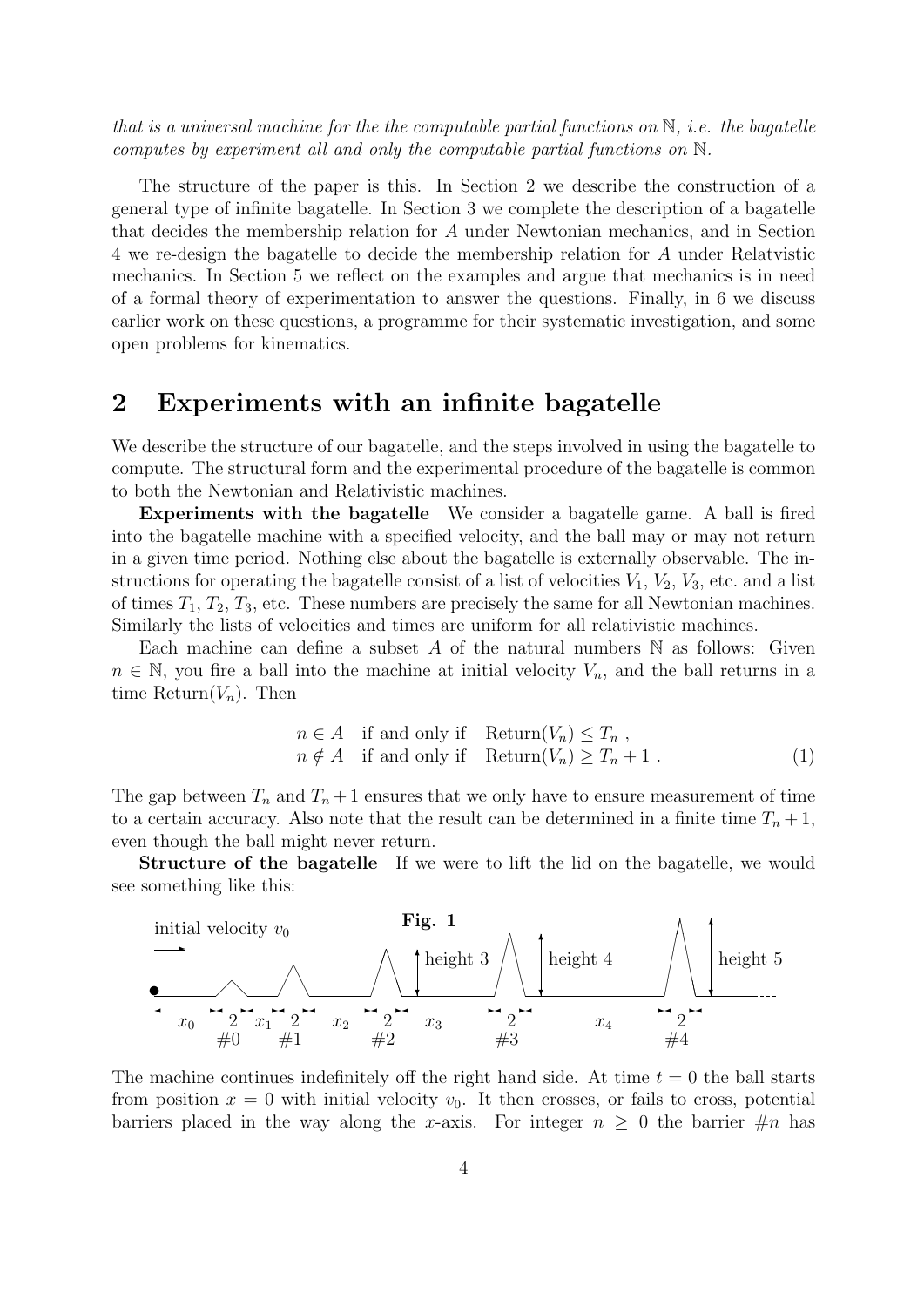*that is a universal machine for the the computable partial functions on $\mathbb{N}$, i.e. the bagatelle computes by experiment all and only the computable partial functions on $\mathbb{N}$.*

The structure of the paper is this. In Section 2 we describe the construction of a general type of infinite bagatelle. In Section 3 we complete the description of a bagatelle that decides the membership relation for $A$ under Newtonian mechanics, and in Section 4 we re-design the bagatelle to decide the membership relation for $A$ under Relatvistic mechanics. In Section 5 we reflect on the examples and argue that mechanics is in need of a formal theory of experimentation to answer the questions. Finally, in 6 we discuss earlier work on these questions, a programme for their systematic investigation, and some open problems for kinematics.

## 2 Experiments with an infinite bagatelle

We describe the structure of our bagatelle, and the steps involved in using the bagatelle to compute. The structural form and the experimental procedure of the bagatelle is common to both the Newtonian and Relativistic machines.

**Experiments with the bagatelle** We consider a bagatelle game. A ball is fired into the bagatelle machine with a specified velocity, and the ball may or may not return in a given time period. Nothing else about the bagatelle is externally observable. The instructions for operating the bagatelle consist of a list of velocities $V_1$, $V_2$, $V_3$, etc. and a list of times $T_1$, $T_2$, $T_3$, etc. These numbers are precisely the same for all Newtonian machines. Similarly the lists of velocities and times are uniform for all relativistic machines.

Each machine can define a subset $A$ of the natural numbers $\mathbb{N}$ as follows: Given $n \in \mathbb{N}$, you fire a ball into the machine at initial velocity $V_n$, and the ball returns in a time $\mathrm{Return}(V_n)$. Then

$$
\begin{array}{lll}
n \in A & \text{if and only if} & \mathrm{Return}(V_n) \leq T_n \ , \\
n \notin A & \text{if and only if} & \mathrm{Return}(V_n) \geq T_n + 1 \ .
\end{array}
\tag{1}
$$

The gap between $T_n$ and $T_n + 1$ ensures that we only have to ensure measurement of time to a certain accuracy. Also note that the result can be determined in a finite time $T_n + 1$, even though the ball might never return.

**Structure of the bagatelle** If we were to lift the lid on the bagatelle, we would see something like this:

Fig. 1

initial velocity $v_0$; height 3; height 4; height 5; $x_0$ 2 #0 $x_1$ 2 #1 $x_2$ 2 #2 $x_3$ 2 #3 $x_4$ 2 #4

The machine continues indefinitely off the right hand side. At time $t = 0$ the ball starts from position $x = 0$ with initial velocity $v_0$. It then crosses, or fails to cross, potential barriers placed in the way along the $x$-axis. For integer $n \geq 0$ the barrier #$n$ has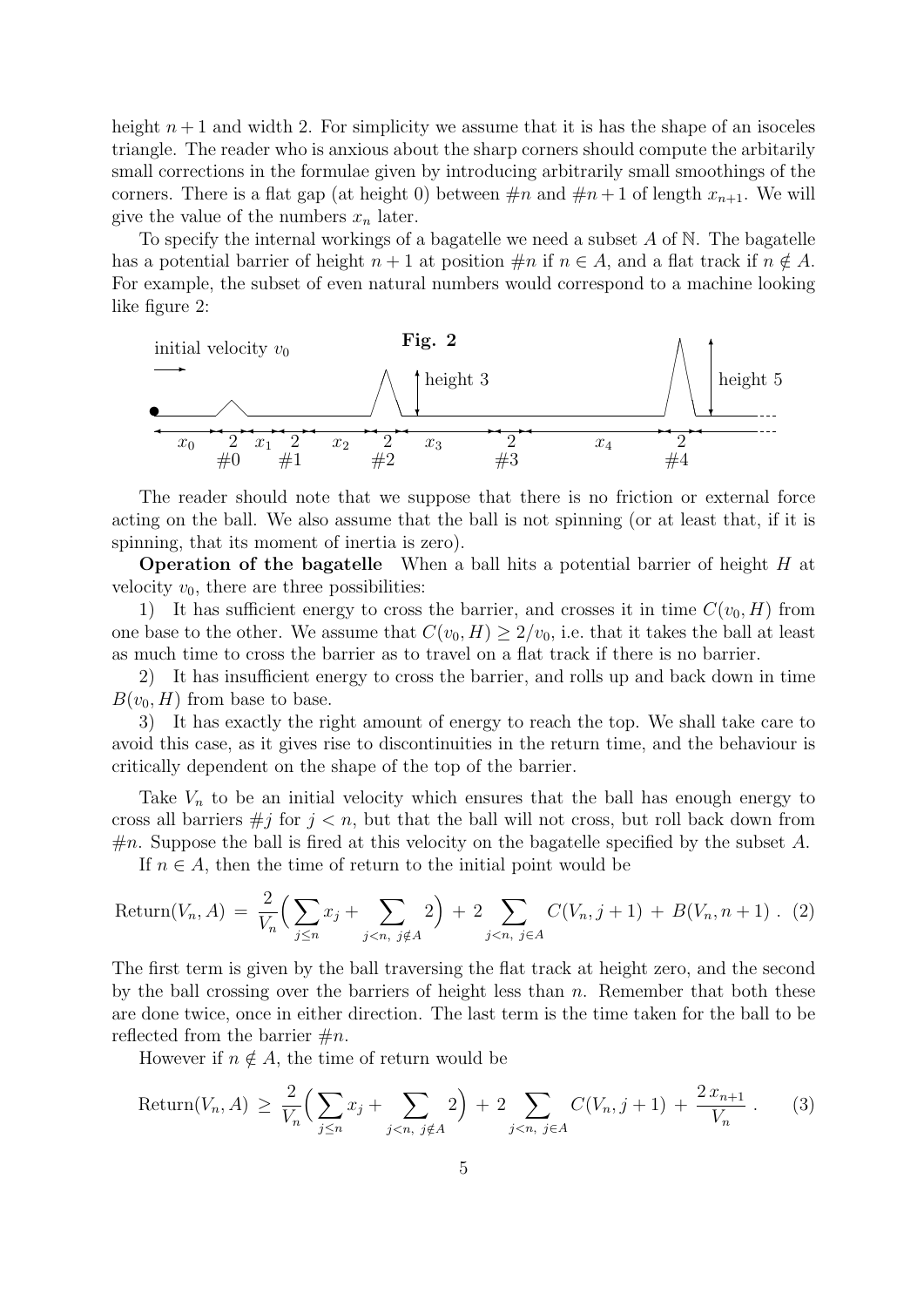height $n+1$ and width 2. For simplicity we assume that it is has the shape of an isoceles triangle. The reader who is anxious about the sharp corners should compute the arbitarily small corrections in the formulae given by introducing arbitrarily small smoothings of the corners. There is a flat gap (at height 0) between $\#n$ and $\#n+1$ of length $x_{n+1}$. We will give the value of the numbers $x_n$ later.

To specify the internal workings of a bagatelle we need a subset $A$ of $\mathbb{N}$. The bagatelle has a potential barrier of height $n+1$ at position $\#n$ if $n \in A$, and a flat track if $n \notin A$. For example, the subset of even natural numbers would correspond to a machine looking like figure 2:

**Fig. 2**

initial velocity $v_0$ &nbsp; height 3 &nbsp; height 5

$x_0$ &nbsp; 2 $\#0$ &nbsp; $x_1$ &nbsp; 2 $\#1$ &nbsp; $x_2$ &nbsp; 2 $\#2$ &nbsp; $x_3$ &nbsp; 2 $\#3$ &nbsp; $x_4$ &nbsp; 2 $\#4$

The reader should note that we suppose that there is no friction or external force acting on the ball. We also assume that the ball is not spinning (or at least that, if it is spinning, that its moment of inertia is zero).

**Operation of the bagatelle** When a ball hits a potential barrier of height $H$ at velocity $v_0$, there are three possibilities:

1) It has sufficient energy to cross the barrier, and crosses it in time $C(v_0, H)$ from one base to the other. We assume that $C(v_0, H) \geq 2/v_0$, i.e. that it takes the ball at least as much time to cross the barrier as to travel on a flat track if there is no barrier.

2) It has insufficient energy to cross the barrier, and rolls up and back down in time $B(v_0, H)$ from base to base.

3) It has exactly the right amount of energy to reach the top. We shall take care to avoid this case, as it gives rise to discontinuities in the return time, and the behaviour is critically dependent on the shape of the top of the barrier.

Take $V_n$ to be an initial velocity which ensures that the ball has enough energy to cross all barriers $\#j$ for $j < n$, but that the ball will not cross, but roll back down from $\#n$. Suppose the ball is fired at this velocity on the bagatelle specified by the subset $A$.

If $n \in A$, then the time of return to the initial point would be

$$\text{Return}(V_n, A) \,=\, \frac{2}{V_n}\Big(\sum_{j \leq n} x_j + \sum_{j<n,\ j \notin A} 2\Big) \,+\, 2 \sum_{j<n,\ j \in A} C(V_n, j+1) \,+\, B(V_n, n+1)\ . \quad (2)$$

The first term is given by the ball traversing the flat track at height zero, and the second by the ball crossing over the barriers of height less than $n$. Remember that both these are done twice, once in either direction. The last term is the time taken for the ball to be reflected from the barrier $\#n$.

However if $n \notin A$, the time of return would be

$$\text{Return}(V_n, A) \,\geq\, \frac{2}{V_n}\Big(\sum_{j \leq n} x_j + \sum_{j<n,\ j \notin A} 2\Big) \,+\, 2 \sum_{j<n,\ j \in A} C(V_n, j+1) \,+\, \frac{2\, x_{n+1}}{V_n}\ . \quad (3)$$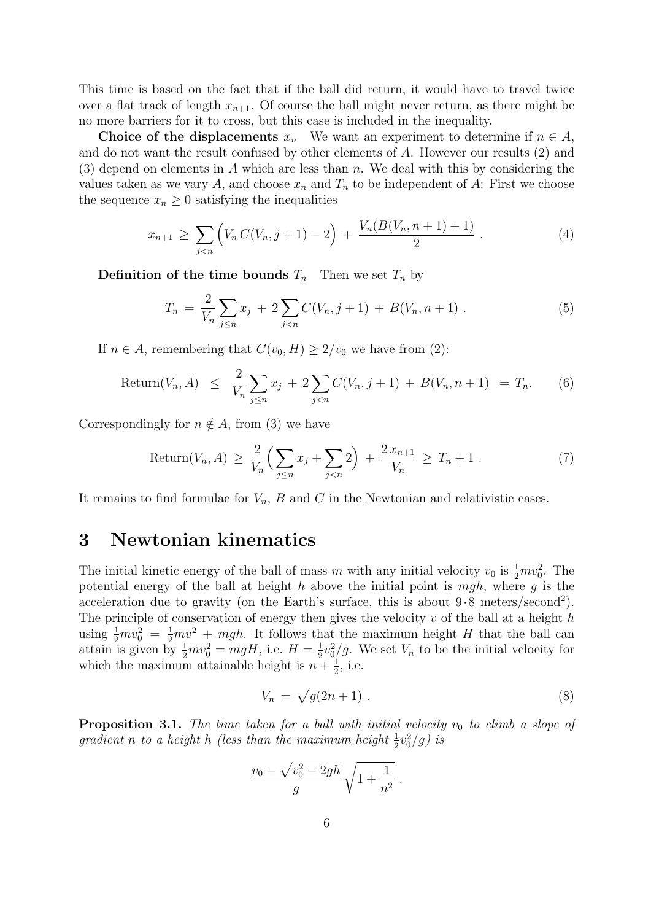This time is based on the fact that if the ball did return, it would have to travel twice over a flat track of length $x_{n+1}$. Of course the ball might never return, as there might be no more barriers for it to cross, but this case is included in the inequality.

**Choice of the displacements** $x_n$ We want an experiment to determine if $n \in A$, and do not want the result confused by other elements of $A$. However our results (2) and (3) depend on elements in $A$ which are less than $n$. We deal with this by considering the values taken as we vary $A$, and choose $x_n$ and $T_n$ to be independent of $A$: First we choose the sequence $x_n \geq 0$ satisfying the inequalities

$$x_{n+1} \geq \sum_{j<n} \Big( V_n \, C(V_n, j+1) - 2 \Big) + \frac{V_n (B(V_n, n+1) + 1)}{2} . \tag{4}$$

**Definition of the time bounds** $T_n$ Then we set $T_n$ by

$$T_n = \frac{2}{V_n} \sum_{j \leq n} x_j + 2 \sum_{j<n} C(V_n, j+1) + B(V_n, n+1) . \tag{5}$$

If $n \in A$, remembering that $C(v_0, H) \geq 2/v_0$ we have from (2):

$$\text{Return}(V_n, A) \leq \frac{2}{V_n} \sum_{j \leq n} x_j + 2 \sum_{j<n} C(V_n, j+1) + B(V_n, n+1) = T_n. \tag{6}$$

Correspondingly for $n \notin A$, from (3) we have

$$\text{Return}(V_n, A) \geq \frac{2}{V_n} \Big( \sum_{j \leq n} x_j + \sum_{j<n} 2 \Big) + \frac{2 \, x_{n+1}}{V_n} \geq T_n + 1 . \tag{7}$$

It remains to find formulae for $V_n$, $B$ and $C$ in the Newtonian and relativistic cases.

## 3 Newtonian kinematics

The initial kinetic energy of the ball of mass $m$ with any initial velocity $v_0$ is $\frac{1}{2} m v_0^2$. The potential energy of the ball at height $h$ above the initial point is $mgh$, where $g$ is the acceleration due to gravity (on the Earth's surface, this is about $9{\cdot}8$ meters/second$^2$). The principle of conservation of energy then gives the velocity $v$ of the ball at a height $h$ using $\frac{1}{2} m v_0^2 = \frac{1}{2} m v^2 + mgh$. It follows that the maximum height $H$ that the ball can attain is given by $\frac{1}{2} m v_0^2 = mgH$, i.e. $H = \frac{1}{2} v_0^2 / g$. We set $V_n$ to be the initial velocity for which the maximum attainable height is $n + \frac{1}{2}$, i.e.

$$V_n = \sqrt{g(2n+1)} . \tag{8}$$

**Proposition 3.1.** *The time taken for a ball with initial velocity $v_0$ to climb a slope of gradient $n$ to a height $h$ (less than the maximum height $\frac{1}{2} v_0^2 / g$) is*

$$\frac{v_0 - \sqrt{v_0^2 - 2gh}}{g} \sqrt{1 + \frac{1}{n^2}} .$$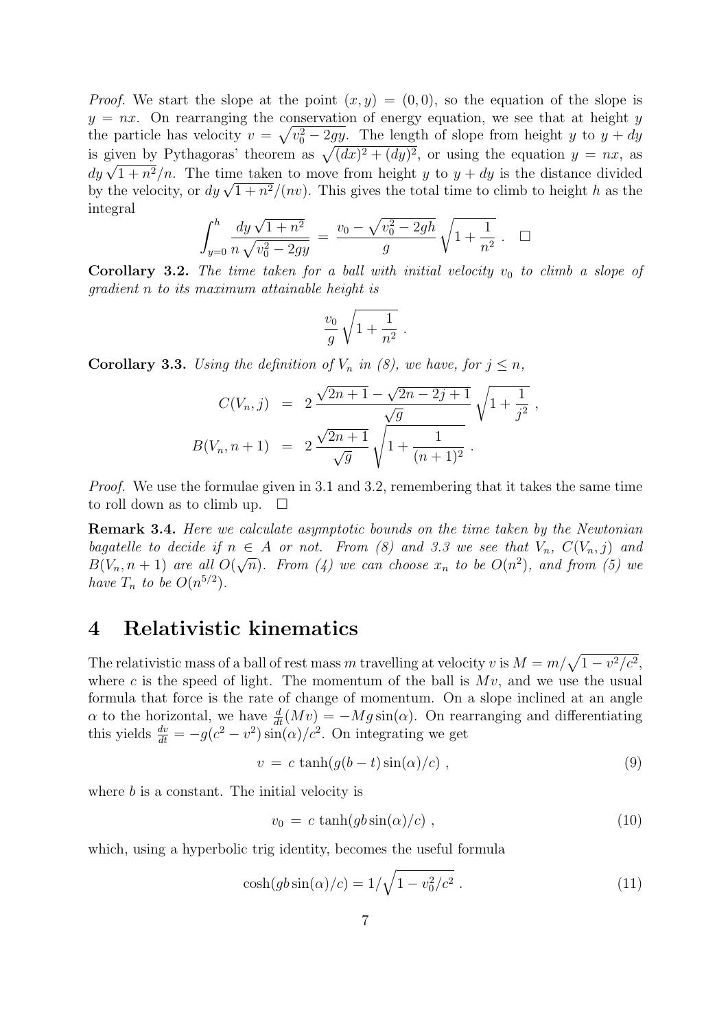*Proof.* We start the slope at the point $(x, y) = (0, 0)$, so the equation of the slope is $y = nx$. On rearranging the conservation of energy equation, we see that at height $y$ the particle has velocity $v = \sqrt{v_0^2 - 2gy}$. The length of slope from height $y$ to $y + dy$ is given by Pythagoras' theorem as $\sqrt{(dx)^2 + (dy)^2}$, or using the equation $y = nx$, as $dy\,\sqrt{1 + n^2}/n$. The time taken to move from height $y$ to $y + dy$ is the distance divided by the velocity, or $dy\,\sqrt{1 + n^2}/(nv)$. This gives the total time to climb to height $h$ as the integral

$$\int_{y=0}^{h} \frac{dy\,\sqrt{1+n^2}}{n\,\sqrt{v_0^2 - 2gy}} \;=\; \frac{v_0 - \sqrt{v_0^2 - 2gh}}{g}\,\sqrt{1 + \frac{1}{n^2}}\ . \quad \square$$

**Corollary 3.2.** *The time taken for a ball with initial velocity $v_0$ to climb a slope of gradient $n$ to its maximum attainable height is*

$$\frac{v_0}{g}\,\sqrt{1 + \frac{1}{n^2}}\ .$$

**Corollary 3.3.** *Using the definition of $V_n$ in (8), we have, for $j \leq n$,*

$$C(V_n, j) \;=\; 2\,\frac{\sqrt{2n+1} - \sqrt{2n - 2j + 1}}{\sqrt{g}}\,\sqrt{1 + \frac{1}{j^2}}\ ,$$

$$B(V_n, n+1) \;=\; 2\,\frac{\sqrt{2n+1}}{\sqrt{g}}\,\sqrt{1 + \frac{1}{(n+1)^2}}\ .$$

*Proof.* We use the formulae given in 3.1 and 3.2, remembering that it takes the same time to roll down as to climb up. $\square$

**Remark 3.4.** *Here we calculate asymptotic bounds on the time taken by the Newtonian bagatelle to decide if $n \in A$ or not. From (8) and 3.3 we see that $V_n$, $C(V_n, j)$ and $B(V_n, n+1)$ are all $O(\sqrt{n})$. From (4) we can choose $x_n$ to be $O(n^2)$, and from (5) we have $T_n$ to be $O(n^{5/2})$.*

# 4 Relativistic kinematics

The relativistic mass of a ball of rest mass $m$ travelling at velocity $v$ is $M = m/\sqrt{1 - v^2/c^2}$, where $c$ is the speed of light. The momentum of the ball is $Mv$, and we use the usual formula that force is the rate of change of momentum. On a slope inclined at an angle $\alpha$ to the horizontal, we have $\frac{d}{dt}(Mv) = -Mg\sin(\alpha)$. On rearranging and differentiating this yields $\frac{dv}{dt} = -g(c^2 - v^2)\sin(\alpha)/c^2$. On integrating we get

$$v \;=\; c\,\tanh(g(b-t)\sin(\alpha)/c)\ , \tag{9}$$

where $b$ is a constant. The initial velocity is

$$v_0 \;=\; c\,\tanh(gb\sin(\alpha)/c)\ , \tag{10}$$

which, using a hyperbolic trig identity, becomes the useful formula

$$\cosh(gb\sin(\alpha)/c) = 1/\sqrt{1 - v_0^2/c^2}\ . \tag{11}$$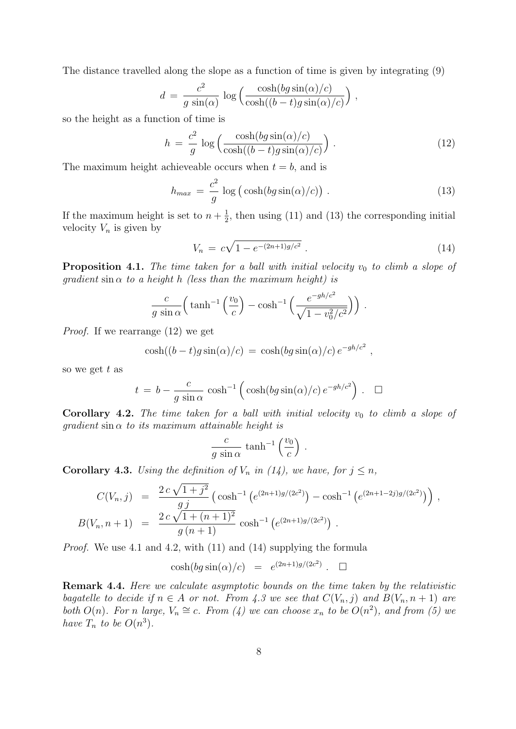The distance travelled along the slope as a function of time is given by integrating (9)

$$d \;=\; \frac{c^2}{g\,\sin(\alpha)}\,\log\Big(\frac{\cosh(bg\sin(\alpha)/c)}{\cosh((b-t)g\sin(\alpha)/c)}\Big)\;,$$

so the height as a function of time is

$$h \;=\; \frac{c^2}{g}\,\log\Big(\frac{\cosh(bg\sin(\alpha)/c)}{\cosh((b-t)g\sin(\alpha)/c)}\Big)\;. \tag{12}$$

The maximum height achieveable occurs when $t = b$, and is

$$h_{max} \;=\; \frac{c^2}{g}\,\log\big(\cosh(bg\sin(\alpha)/c)\big)\;. \tag{13}$$

If the maximum height is set to $n + \frac{1}{2}$, then using (11) and (13) the corresponding initial velocity $V_n$ is given by

$$V_n \;=\; c\sqrt{1 - e^{-(2n+1)g/c^2}}\;. \tag{14}$$

**Proposition 4.1.** *The time taken for a ball with initial velocity $v_0$ to climb a slope of gradient $\sin\alpha$ to a height $h$ (less than the maximum height) is*

$$\frac{c}{g\,\sin\alpha}\Big(\tanh^{-1}\Big(\frac{v_0}{c}\Big) - \cosh^{-1}\Big(\frac{e^{-gh/c^2}}{\sqrt{1-v_0^2/c^2}}\Big)\Big)\;.$$

*Proof.* If we rearrange (12) we get

$$\cosh((b-t)g\sin(\alpha)/c) \;=\; \cosh(bg\sin(\alpha)/c)\,e^{-gh/c^2}\;,$$

so we get $t$ as

$$t \;=\; b - \frac{c}{g\,\sin\alpha}\,\cosh^{-1}\Big(\cosh(bg\sin(\alpha)/c)\,e^{-gh/c^2}\Big)\;. \quad \square$$

**Corollary 4.2.** *The time taken for a ball with initial velocity $v_0$ to climb a slope of gradient $\sin\alpha$ to its maximum attainable height is*

$$\frac{c}{g\,\sin\alpha}\,\tanh^{-1}\Big(\frac{v_0}{c}\Big)\;.$$

**Corollary 4.3.** *Using the definition of $V_n$ in (14), we have, for $j \le n$,*

$$\begin{aligned}
C(V_n, j) \;&=\; \frac{2\,c\,\sqrt{1+j^2}}{g\,j}\,\big(\cosh^{-1}\big(e^{(2n+1)g/(2c^2)}\big) - \cosh^{-1}\big(e^{(2n+1-2j)g/(2c^2)}\big)\big)\;,\\
B(V_n, n+1) \;&=\; \frac{2\,c\,\sqrt{1+(n+1)^2}}{g\,(n+1)}\,\cosh^{-1}\big(e^{(2n+1)g/(2c^2)}\big)\;.
\end{aligned}$$

*Proof.* We use 4.1 and 4.2, with (11) and (14) supplying the formula

$$\cosh(bg\sin(\alpha)/c) \;=\; e^{(2n+1)g/(2c^2)}\;. \quad \square$$

**Remark 4.4.** *Here we calculate asymptotic bounds on the time taken by the relativistic bagatelle to decide if $n \in A$ or not. From 4.3 we see that $C(V_n, j)$ and $B(V_n, n+1)$ are both $O(n)$. For $n$ large, $V_n \cong c$. From (4) we can choose $x_n$ to be $O(n^2)$, and from (5) we have $T_n$ to be $O(n^3)$.*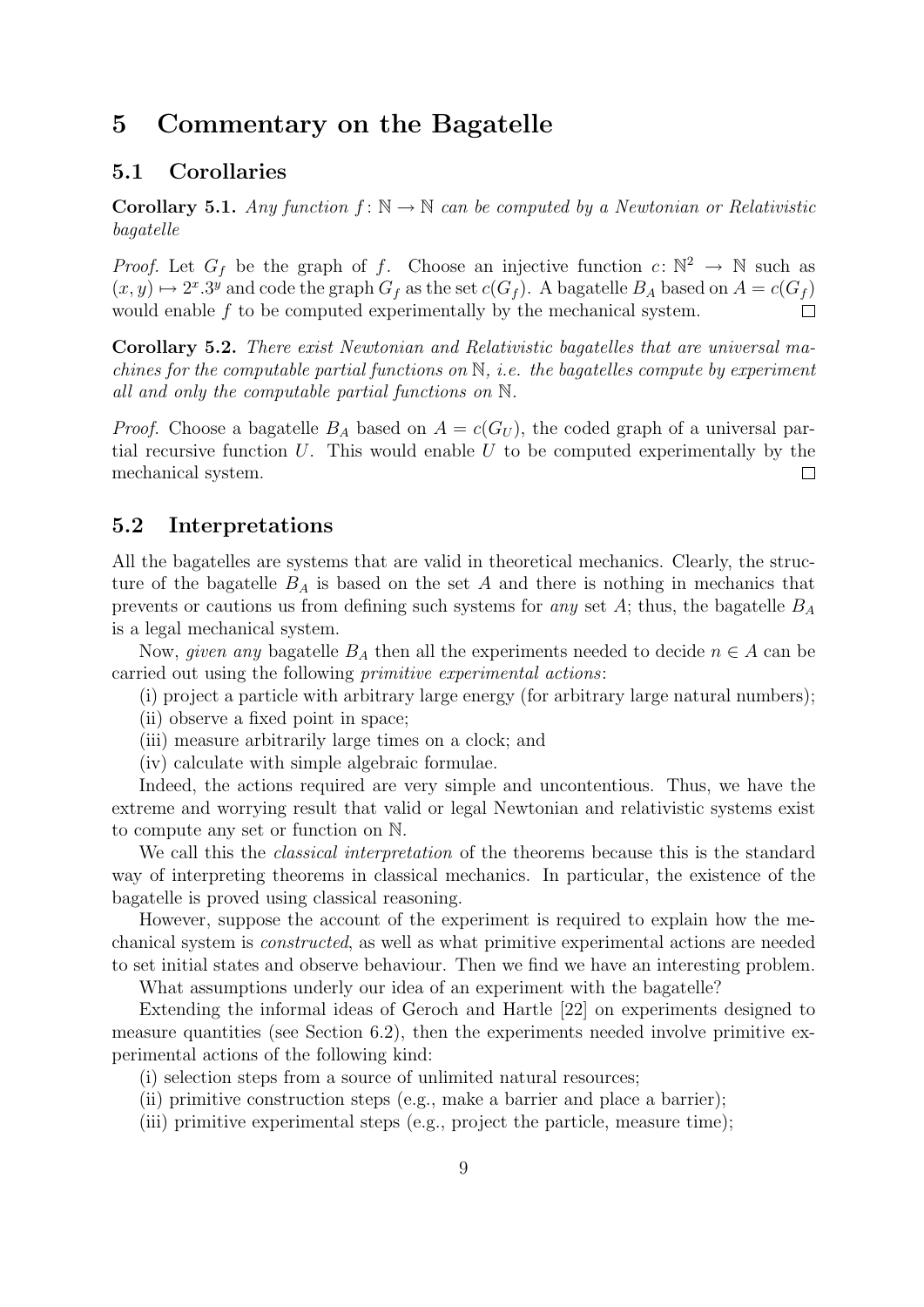# 5 Commentary on the Bagatelle

## 5.1 Corollaries

**Corollary 5.1.** *Any function $f: \mathbb{N} \to \mathbb{N}$ can be computed by a Newtonian or Relativistic bagatelle*

*Proof.* Let $G_f$ be the graph of $f$. Choose an injective function $c: \mathbb{N}^2 \to \mathbb{N}$ such as $(x, y) \mapsto 2^x.3^y$ and code the graph $G_f$ as the set $c(G_f)$. A bagatelle $B_A$ based on $A = c(G_f)$ would enable $f$ to be computed experimentally by the mechanical system. □

**Corollary 5.2.** *There exist Newtonian and Relativistic bagatelles that are universal machines for the computable partial functions on $\mathbb{N}$, i.e. the bagatelles compute by experiment all and only the computable partial functions on $\mathbb{N}$.*

*Proof.* Choose a bagatelle $B_A$ based on $A = c(G_U)$, the coded graph of a universal partial recursive function $U$. This would enable $U$ to be computed experimentally by the mechanical system. □

## 5.2 Interpretations

All the bagatelles are systems that are valid in theoretical mechanics. Clearly, the structure of the bagatelle $B_A$ is based on the set $A$ and there is nothing in mechanics that prevents or cautions us from defining such systems for *any* set $A$; thus, the bagatelle $B_A$ is a legal mechanical system.

Now, *given any* bagatelle $B_A$ then all the experiments needed to decide $n \in A$ can be carried out using the following *primitive experimental actions*:

(i) project a particle with arbitrary large energy (for arbitrary large natural numbers);
(ii) observe a fixed point in space;
(iii) measure arbitrarily large times on a clock; and
(iv) calculate with simple algebraic formulae.

Indeed, the actions required are very simple and uncontentious. Thus, we have the extreme and worrying result that valid or legal Newtonian and relativistic systems exist to compute any set or function on $\mathbb{N}$.

We call this the *classical interpretation* of the theorems because this is the standard way of interpreting theorems in classical mechanics. In particular, the existence of the bagatelle is proved using classical reasoning.

However, suppose the account of the experiment is required to explain how the mechanical system is *constructed*, as well as what primitive experimental actions are needed to set initial states and observe behaviour. Then we find we have an interesting problem.

What assumptions underly our idea of an experiment with the bagatelle?

Extending the informal ideas of Geroch and Hartle [22] on experiments designed to measure quantities (see Section 6.2), then the experiments needed involve primitive experimental actions of the following kind:

(i) selection steps from a source of unlimited natural resources;
(ii) primitive construction steps (e.g., make a barrier and place a barrier);
(iii) primitive experimental steps (e.g., project the particle, measure time);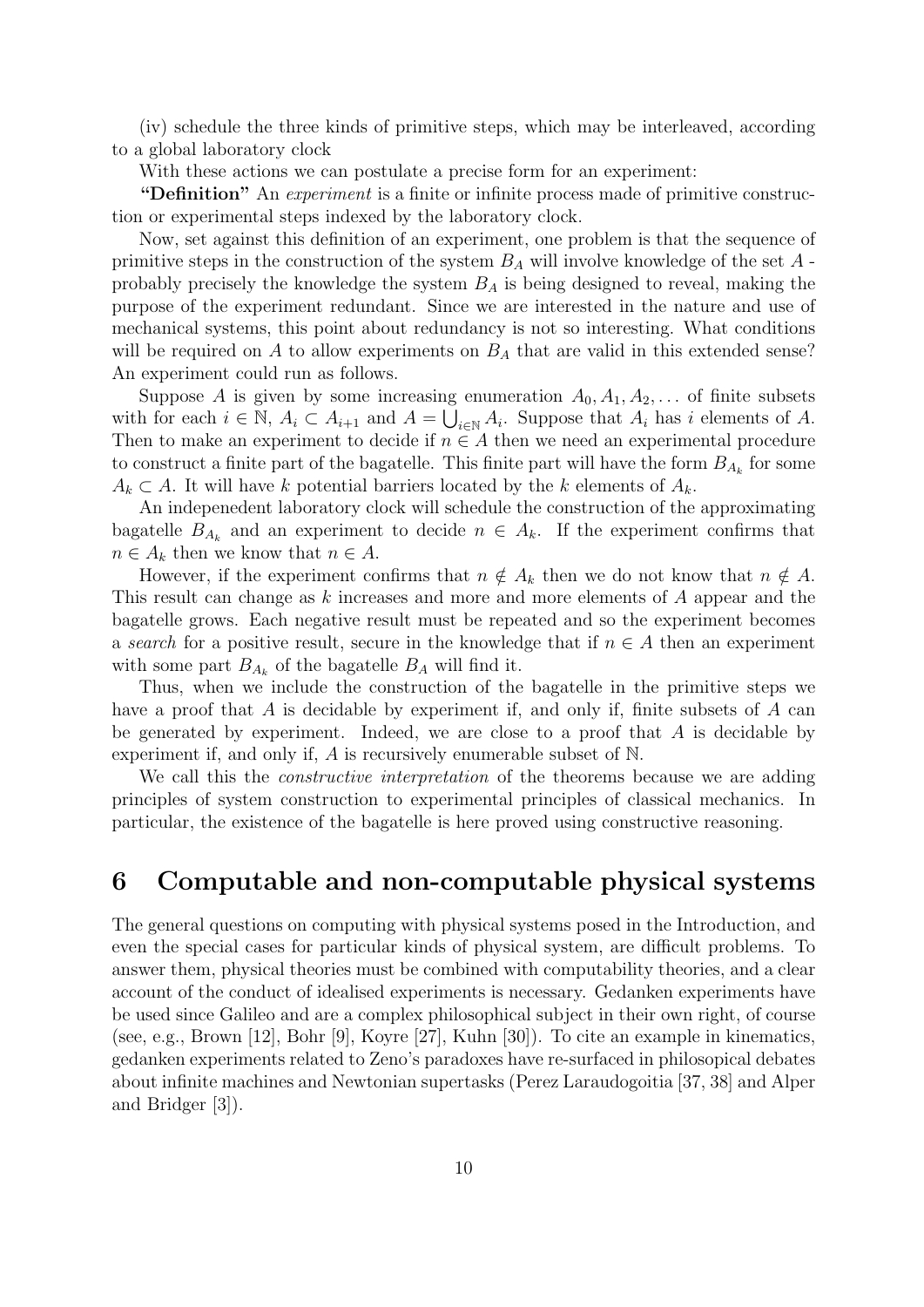(iv) schedule the three kinds of primitive steps, which may be interleaved, according to a global laboratory clock

With these actions we can postulate a precise form for an experiment:

**"Definition"** An *experiment* is a finite or infinite process made of primitive construction or experimental steps indexed by the laboratory clock.

Now, set against this definition of an experiment, one problem is that the sequence of primitive steps in the construction of the system $B_A$ will involve knowledge of the set $A$ - probably precisely the knowledge the system $B_A$ is being designed to reveal, making the purpose of the experiment redundant. Since we are interested in the nature and use of mechanical systems, this point about redundancy is not so interesting. What conditions will be required on $A$ to allow experiments on $B_A$ that are valid in this extended sense? An experiment could run as follows.

Suppose $A$ is given by some increasing enumeration $A_0, A_1, A_2, \ldots$ of finite subsets with for each $i \in \mathbb{N}$, $A_i \subset A_{i+1}$ and $A = \bigcup_{i \in \mathbb{N}} A_i$. Suppose that $A_i$ has $i$ elements of $A$. Then to make an experiment to decide if $n \in A$ then we need an experimental procedure to construct a finite part of the bagatelle. This finite part will have the form $B_{A_k}$ for some $A_k \subset A$. It will have $k$ potential barriers located by the $k$ elements of $A_k$.

An indepenedent laboratory clock will schedule the construction of the approximating bagatelle $B_{A_k}$ and an experiment to decide $n \in A_k$. If the experiment confirms that $n \in A_k$ then we know that $n \in A$.

However, if the experiment confirms that $n \notin A_k$ then we do not know that $n \notin A$. This result can change as $k$ increases and more and more elements of $A$ appear and the bagatelle grows. Each negative result must be repeated and so the experiment becomes a *search* for a positive result, secure in the knowledge that if $n \in A$ then an experiment with some part $B_{A_k}$ of the bagatelle $B_A$ will find it.

Thus, when we include the construction of the bagatelle in the primitive steps we have a proof that $A$ is decidable by experiment if, and only if, finite subsets of $A$ can be generated by experiment. Indeed, we are close to a proof that $A$ is decidable by experiment if, and only if, $A$ is recursively enumerable subset of $\mathbb{N}$.

We call this the *constructive interpretation* of the theorems because we are adding principles of system construction to experimental principles of classical mechanics. In particular, the existence of the bagatelle is here proved using constructive reasoning.

# 6 Computable and non-computable physical systems

The general questions on computing with physical systems posed in the Introduction, and even the special cases for particular kinds of physical system, are difficult problems. To answer them, physical theories must be combined with computability theories, and a clear account of the conduct of idealised experiments is necessary. Gedanken experiments have be used since Galileo and are a complex philosophical subject in their own right, of course (see, e.g., Brown [12], Bohr [9], Koyre [27], Kuhn [30]). To cite an example in kinematics, gedanken experiments related to Zeno's paradoxes have re-surfaced in philosopical debates about infinite machines and Newtonian supertasks (Perez Laraudogoitia [37, 38] and Alper and Bridger [3]).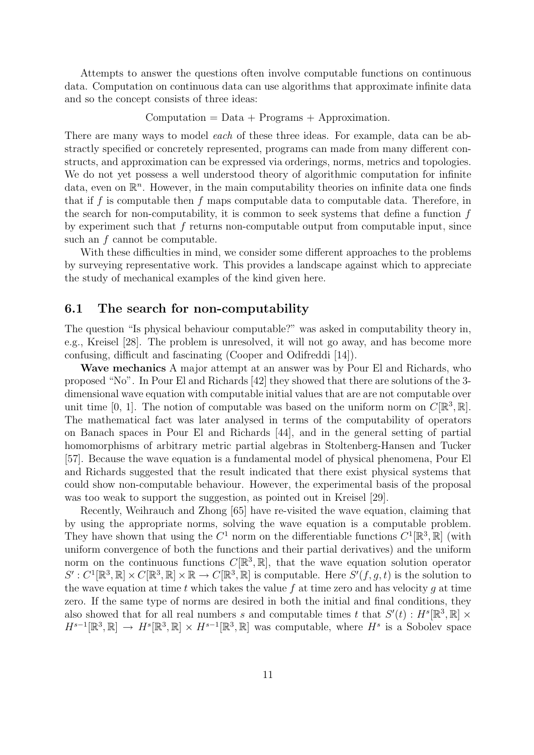Attempts to answer the questions often involve computable functions on continuous data. Computation on continuous data can use algorithms that approximate infinite data and so the concept consists of three ideas:

$$\text{Computation} = \text{Data} + \text{Programs} + \text{Approximation}.$$

There are many ways to model *each* of these three ideas. For example, data can be abstractly specified or concretely represented, programs can made from many different constructs, and approximation can be expressed via orderings, norms, metrics and topologies. We do not yet possess a well understood theory of algorithmic computation for infinite data, even on $\mathbb{R}^n$. However, in the main computability theories on infinite data one finds that if $f$ is computable then $f$ maps computable data to computable data. Therefore, in the search for non-computability, it is common to seek systems that define a function $f$ by experiment such that $f$ returns non-computable output from computable input, since such an $f$ cannot be computable.

With these difficulties in mind, we consider some different approaches to the problems by surveying representative work. This provides a landscape against which to appreciate the study of mechanical examples of the kind given here.

### 6.1 The search for non-computability

The question "Is physical behaviour computable?" was asked in computability theory in, e.g., Kreisel [28]. The problem is unresolved, it will not go away, and has become more confusing, difficult and fascinating (Cooper and Odifreddi [14]).

**Wave mechanics** A major attempt at an answer was by Pour El and Richards, who proposed "No". In Pour El and Richards [42] they showed that there are solutions of the 3-dimensional wave equation with computable initial values that are are not computable over unit time [0, 1]. The notion of computable was based on the uniform norm on $C[\mathbb{R}^3, \mathbb{R}]$. The mathematical fact was later analysed in terms of the computability of operators on Banach spaces in Pour El and Richards [44], and in the general setting of partial homomorphisms of arbitrary metric partial algebras in Stoltenberg-Hansen and Tucker [57]. Because the wave equation is a fundamental model of physical phenomena, Pour El and Richards suggested that the result indicated that there exist physical systems that could show non-computable behaviour. However, the experimental basis of the proposal was too weak to support the suggestion, as pointed out in Kreisel [29].

Recently, Weihrauch and Zhong [65] have re-visited the wave equation, claiming that by using the appropriate norms, solving the wave equation is a computable problem. They have shown that using the $C^1$ norm on the differentiable functions $C^1[\mathbb{R}^3, \mathbb{R}]$ (with uniform convergence of both the functions and their partial derivatives) and the uniform norm on the continuous functions $C[\mathbb{R}^3, \mathbb{R}]$, that the wave equation solution operator $S' : C^1[\mathbb{R}^3, \mathbb{R}] \times C[\mathbb{R}^3, \mathbb{R}] \times \mathbb{R} \to C[\mathbb{R}^3, \mathbb{R}]$ is computable. Here $S'(f, g, t)$ is the solution to the wave equation at time $t$ which takes the value $f$ at time zero and has velocity $g$ at time zero. If the same type of norms are desired in both the initial and final conditions, they also showed that for all real numbers $s$ and computable times $t$ that $S'(t) : H^s[\mathbb{R}^3, \mathbb{R}] \times H^{s-1}[\mathbb{R}^3, \mathbb{R}] \to H^s[\mathbb{R}^3, \mathbb{R}] \times H^{s-1}[\mathbb{R}^3, \mathbb{R}]$ was computable, where $H^s$ is a Sobolev space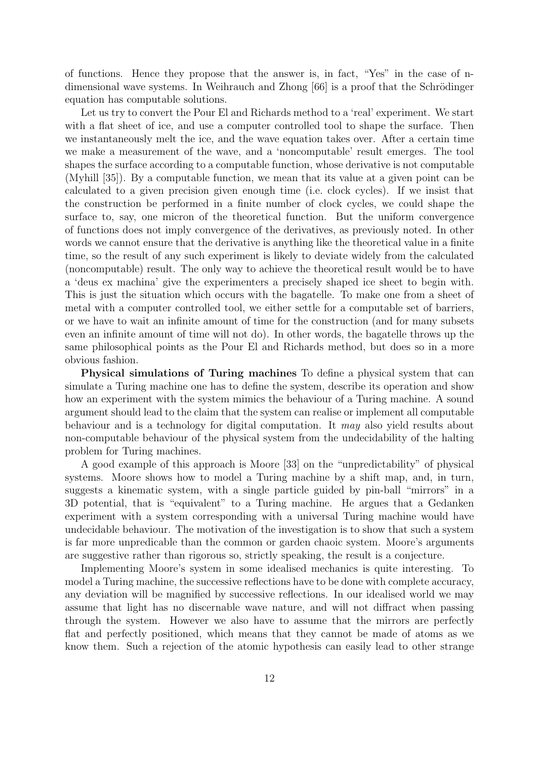of functions. Hence they propose that the answer is, in fact, "Yes" in the case of n-dimensional wave systems. In Weihrauch and Zhong [66] is a proof that the Schrödinger equation has computable solutions.

Let us try to convert the Pour El and Richards method to a 'real' experiment. We start with a flat sheet of ice, and use a computer controlled tool to shape the surface. Then we instantaneously melt the ice, and the wave equation takes over. After a certain time we make a measurement of the wave, and a 'noncomputable' result emerges. The tool shapes the surface according to a computable function, whose derivative is not computable (Myhill [35]). By a computable function, we mean that its value at a given point can be calculated to a given precision given enough time (i.e. clock cycles). If we insist that the construction be performed in a finite number of clock cycles, we could shape the surface to, say, one micron of the theoretical function. But the uniform convergence of functions does not imply convergence of the derivatives, as previously noted. In other words we cannot ensure that the derivative is anything like the theoretical value in a finite time, so the result of any such experiment is likely to deviate widely from the calculated (noncomputable) result. The only way to achieve the theoretical result would be to have a 'deus ex machina' give the experimenters a precisely shaped ice sheet to begin with. This is just the situation which occurs with the bagatelle. To make one from a sheet of metal with a computer controlled tool, we either settle for a computable set of barriers, or we have to wait an infinite amount of time for the construction (and for many subsets even an infinite amount of time will not do). In other words, the bagatelle throws up the same philosophical points as the Pour El and Richards method, but does so in a more obvious fashion.

**Physical simulations of Turing machines** To define a physical system that can simulate a Turing machine one has to define the system, describe its operation and show how an experiment with the system mimics the behaviour of a Turing machine. A sound argument should lead to the claim that the system can realise or implement all computable behaviour and is a technology for digital computation. It *may* also yield results about non-computable behaviour of the physical system from the undecidability of the halting problem for Turing machines.

A good example of this approach is Moore [33] on the "unpredictability" of physical systems. Moore shows how to model a Turing machine by a shift map, and, in turn, suggests a kinematic system, with a single particle guided by pin-ball "mirrors" in a 3D potential, that is "equivalent" to a Turing machine. He argues that a Gedanken experiment with a system corresponding with a universal Turing machine would have undecidable behaviour. The motivation of the investigation is to show that such a system is far more unpredicable than the common or garden chaoic system. Moore's arguments are suggestive rather than rigorous so, strictly speaking, the result is a conjecture.

Implementing Moore's system in some idealised mechanics is quite interesting. To model a Turing machine, the successive reflections have to be done with complete accuracy, any deviation will be magnified by successive reflections. In our idealised world we may assume that light has no discernable wave nature, and will not diffract when passing through the system. However we also have to assume that the mirrors are perfectly flat and perfectly positioned, which means that they cannot be made of atoms as we know them. Such a rejection of the atomic hypothesis can easily lead to other strange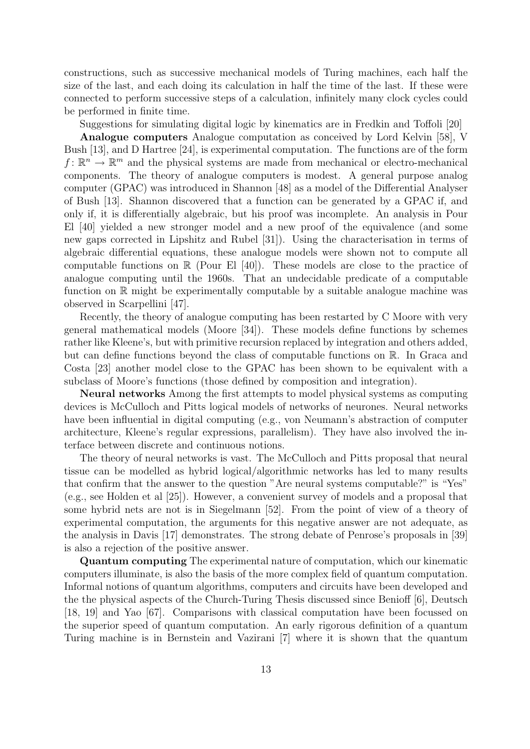constructions, such as successive mechanical models of Turing machines, each half the size of the last, and each doing its calculation in half the time of the last. If these were connected to perform successive steps of a calculation, infinitely many clock cycles could be performed in finite time.

Suggestions for simulating digital logic by kinematics are in Fredkin and Toffoli [20]

**Analogue computers** Analogue computation as conceived by Lord Kelvin [58], V Bush [13], and D Hartree [24], is experimental computation. The functions are of the form $f: \mathbb{R}^n \to \mathbb{R}^m$ and the physical systems are made from mechanical or electro-mechanical components. The theory of analogue computers is modest. A general purpose analog computer (GPAC) was introduced in Shannon [48] as a model of the Differential Analyser of Bush [13]. Shannon discovered that a function can be generated by a GPAC if, and only if, it is differentially algebraic, but his proof was incomplete. An analysis in Pour El [40] yielded a new stronger model and a new proof of the equivalence (and some new gaps corrected in Lipshitz and Rubel [31]). Using the characterisation in terms of algebraic differential equations, these analogue models were shown not to compute all computable functions on $\mathbb{R}$ (Pour El [40]). These models are close to the practice of analogue computing until the 1960s. That an undecidable predicate of a computable function on $\mathbb{R}$ might be experimentally computable by a suitable analogue machine was observed in Scarpellini [47].

Recently, the theory of analogue computing has been restarted by C Moore with very general mathematical models (Moore [34]). These models define functions by schemes rather like Kleene's, but with primitive recursion replaced by integration and others added, but can define functions beyond the class of computable functions on $\mathbb{R}$. In Graca and Costa [23] another model close to the GPAC has been shown to be equivalent with a subclass of Moore's functions (those defined by composition and integration).

**Neural networks** Among the first attempts to model physical systems as computing devices is McCulloch and Pitts logical models of networks of neurones. Neural networks have been influential in digital computing (e.g., von Neumann's abstraction of computer architecture, Kleene's regular expressions, parallelism). They have also involved the interface between discrete and continuous notions.

The theory of neural networks is vast. The McCulloch and Pitts proposal that neural tissue can be modelled as hybrid logical/algorithmic networks has led to many results that confirm that the answer to the question "Are neural systems computable?" is "Yes" (e.g., see Holden et al [25]). However, a convenient survey of models and a proposal that some hybrid nets are not is in Siegelmann [52]. From the point of view of a theory of experimental computation, the arguments for this negative answer are not adequate, as the analysis in Davis [17] demonstrates. The strong debate of Penrose's proposals in [39] is also a rejection of the positive answer.

**Quantum computing** The experimental nature of computation, which our kinematic computers illuminate, is also the basis of the more complex field of quantum computation. Informal notions of quantum algorithms, computers and circuits have been developed and the the physical aspects of the Church-Turing Thesis discussed since Benioff [6], Deutsch [18, 19] and Yao [67]. Comparisons with classical computation have been focussed on the superior speed of quantum computation. An early rigorous definition of a quantum Turing machine is in Bernstein and Vazirani [7] where it is shown that the quantum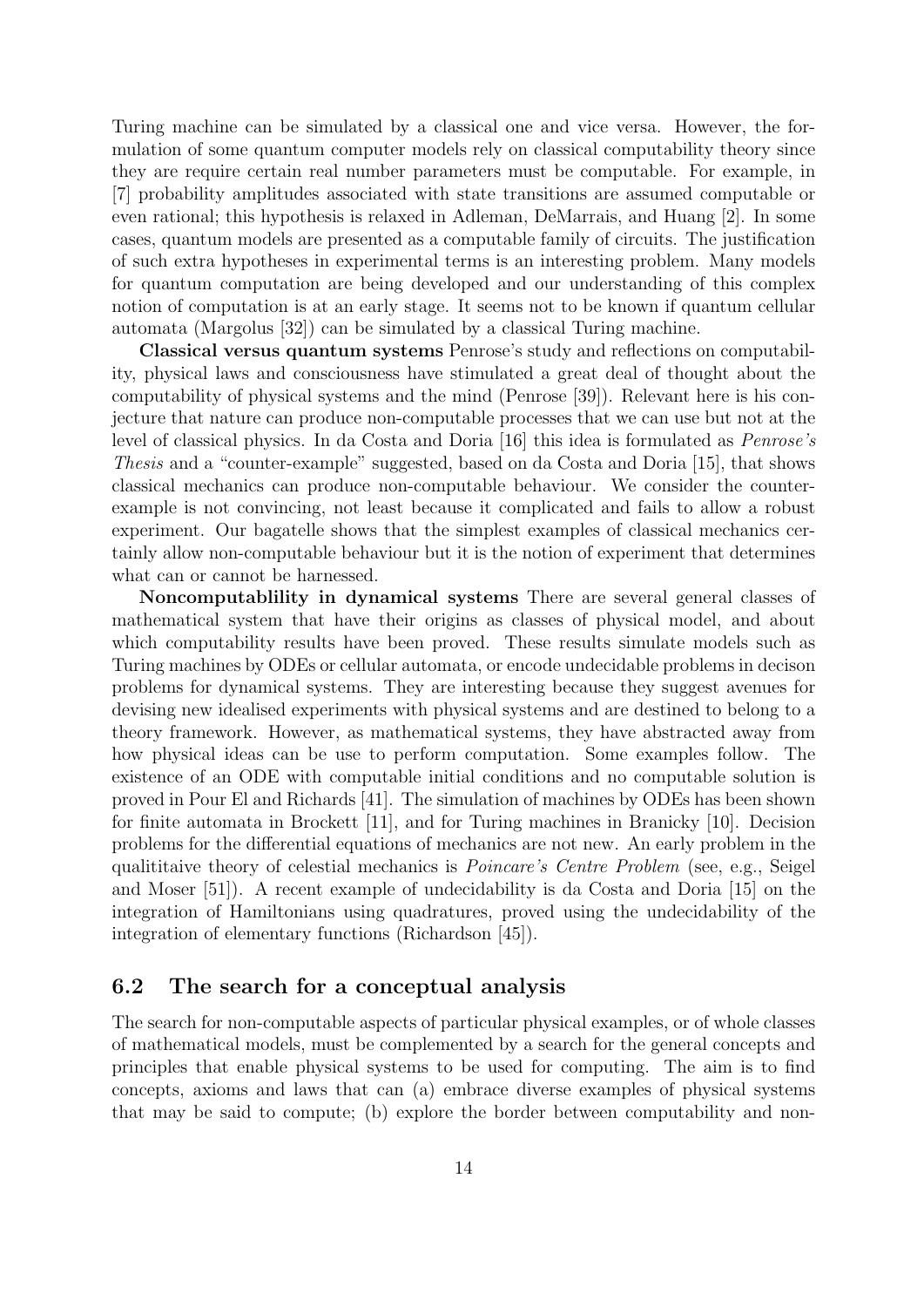Turing machine can be simulated by a classical one and vice versa. However, the formulation of some quantum computer models rely on classical computability theory since they are require certain real number parameters must be computable. For example, in [7] probability amplitudes associated with state transitions are assumed computable or even rational; this hypothesis is relaxed in Adleman, DeMarrais, and Huang [2]. In some cases, quantum models are presented as a computable family of circuits. The justification of such extra hypotheses in experimental terms is an interesting problem. Many models for quantum computation are being developed and our understanding of this complex notion of computation is at an early stage. It seems not to be known if quantum cellular automata (Margolus [32]) can be simulated by a classical Turing machine.

**Classical versus quantum systems** Penrose's study and reflections on computability, physical laws and consciousness have stimulated a great deal of thought about the computability of physical systems and the mind (Penrose [39]). Relevant here is his conjecture that nature can produce non-computable processes that we can use but not at the level of classical physics. In da Costa and Doria [16] this idea is formulated as *Penrose's Thesis* and a "counter-example" suggested, based on da Costa and Doria [15], that shows classical mechanics can produce non-computable behaviour. We consider the counter-example is not convincing, not least because it complicated and fails to allow a robust experiment. Our bagatelle shows that the simplest examples of classical mechanics certainly allow non-computable behaviour but it is the notion of experiment that determines what can or cannot be harnessed.

**Noncomputablility in dynamical systems** There are several general classes of mathematical system that have their origins as classes of physical model, and about which computability results have been proved. These results simulate models such as Turing machines by ODEs or cellular automata, or encode undecidable problems in decison problems for dynamical systems. They are interesting because they suggest avenues for devising new idealised experiments with physical systems and are destined to belong to a theory framework. However, as mathematical systems, they have abstracted away from how physical ideas can be use to perform computation. Some examples follow. The existence of an ODE with computable initial conditions and no computable solution is proved in Pour El and Richards [41]. The simulation of machines by ODEs has been shown for finite automata in Brockett [11], and for Turing machines in Branicky [10]. Decision problems for the differential equations of mechanics are not new. An early problem in the qualititaive theory of celestial mechanics is *Poincare's Centre Problem* (see, e.g., Seigel and Moser [51]). A recent example of undecidability is da Costa and Doria [15] on the integration of Hamiltonians using quadratures, proved using the undecidability of the integration of elementary functions (Richardson [45]).

## 6.2 The search for a conceptual analysis

The search for non-computable aspects of particular physical examples, or of whole classes of mathematical models, must be complemented by a search for the general concepts and principles that enable physical systems to be used for computing. The aim is to find concepts, axioms and laws that can (a) embrace diverse examples of physical systems that may be said to compute; (b) explore the border between computability and non-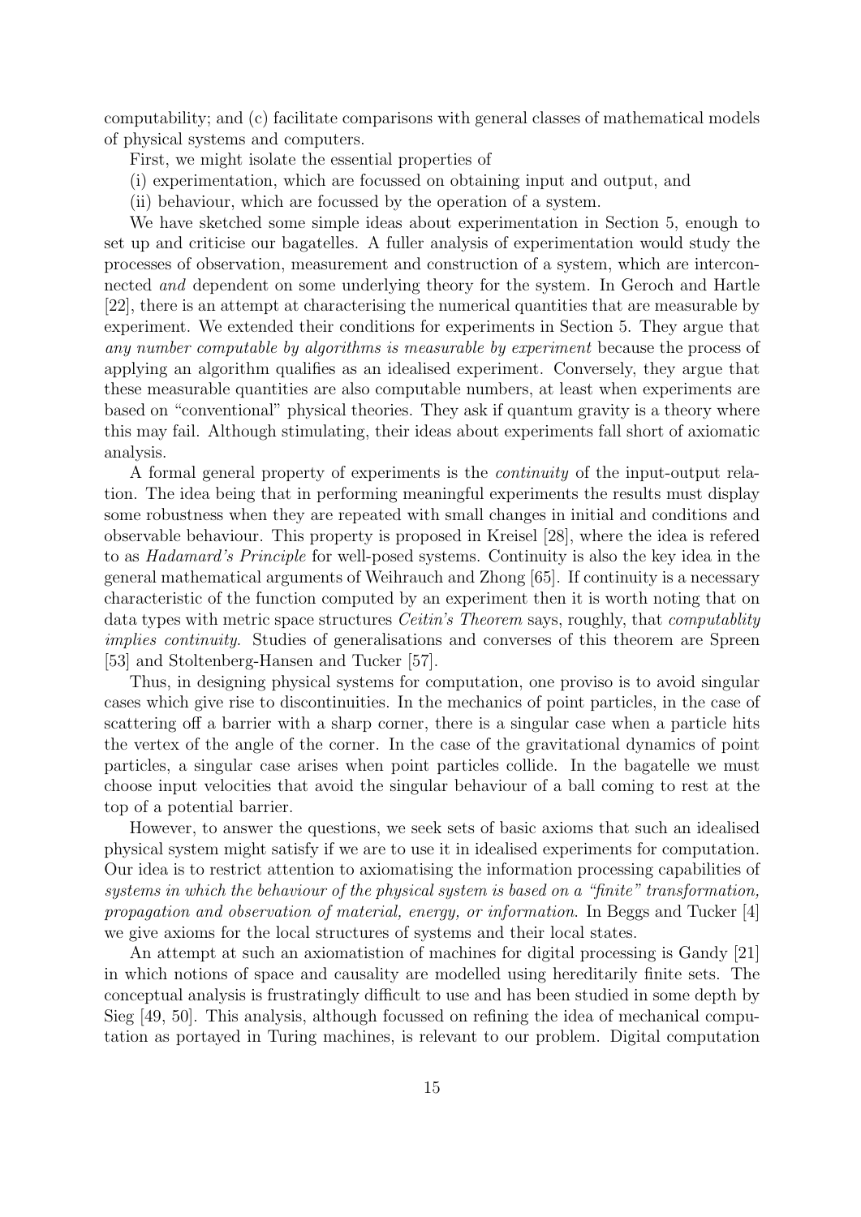computability; and (c) facilitate comparisons with general classes of mathematical models of physical systems and computers.

First, we might isolate the essential properties of

(i) experimentation, which are focussed on obtaining input and output, and

(ii) behaviour, which are focussed by the operation of a system.

We have sketched some simple ideas about experimentation in Section 5, enough to set up and criticise our bagatelles. A fuller analysis of experimentation would study the processes of observation, measurement and construction of a system, which are interconnected *and* dependent on some underlying theory for the system. In Geroch and Hartle [22], there is an attempt at characterising the numerical quantities that are measurable by experiment. We extended their conditions for experiments in Section 5. They argue that *any number computable by algorithms is measurable by experiment* because the process of applying an algorithm qualifies as an idealised experiment. Conversely, they argue that these measurable quantities are also computable numbers, at least when experiments are based on "conventional" physical theories. They ask if quantum gravity is a theory where this may fail. Although stimulating, their ideas about experiments fall short of axiomatic analysis.

A formal general property of experiments is the *continuity* of the input-output relation. The idea being that in performing meaningful experiments the results must display some robustness when they are repeated with small changes in initial and conditions and observable behaviour. This property is proposed in Kreisel [28], where the idea is refered to as *Hadamard's Principle* for well-posed systems. Continuity is also the key idea in the general mathematical arguments of Weihrauch and Zhong [65]. If continuity is a necessary characteristic of the function computed by an experiment then it is worth noting that on data types with metric space structures *Ceitin's Theorem* says, roughly, that *computablity implies continuity*. Studies of generalisations and converses of this theorem are Spreen [53] and Stoltenberg-Hansen and Tucker [57].

Thus, in designing physical systems for computation, one proviso is to avoid singular cases which give rise to discontinuities. In the mechanics of point particles, in the case of scattering off a barrier with a sharp corner, there is a singular case when a particle hits the vertex of the angle of the corner. In the case of the gravitational dynamics of point particles, a singular case arises when point particles collide. In the bagatelle we must choose input velocities that avoid the singular behaviour of a ball coming to rest at the top of a potential barrier.

However, to answer the questions, we seek sets of basic axioms that such an idealised physical system might satisfy if we are to use it in idealised experiments for computation. Our idea is to restrict attention to axiomatising the information processing capabilities of *systems in which the behaviour of the physical system is based on a "finite" transformation, propagation and observation of material, energy, or information*. In Beggs and Tucker [4] we give axioms for the local structures of systems and their local states.

An attempt at such an axiomatistion of machines for digital processing is Gandy [21] in which notions of space and causality are modelled using hereditarily finite sets. The conceptual analysis is frustratingly difficult to use and has been studied in some depth by Sieg [49, 50]. This analysis, although focussed on refining the idea of mechanical computation as portayed in Turing machines, is relevant to our problem. Digital computation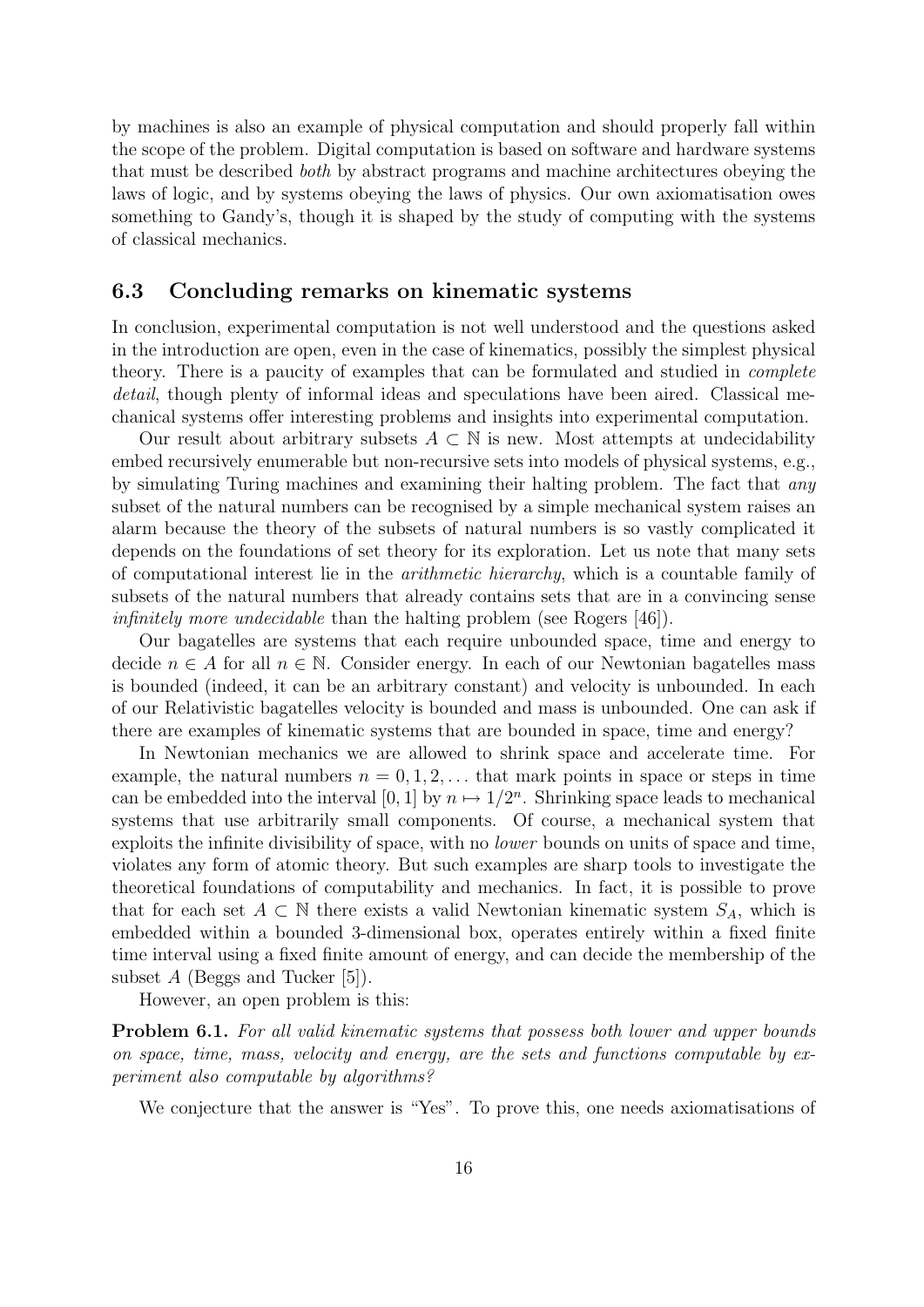by machines is also an example of physical computation and should properly fall within the scope of the problem. Digital computation is based on software and hardware systems that must be described *both* by abstract programs and machine architectures obeying the laws of logic, and by systems obeying the laws of physics. Our own axiomatisation owes something to Gandy's, though it is shaped by the study of computing with the systems of classical mechanics.

### 6.3 Concluding remarks on kinematic systems

In conclusion, experimental computation is not well understood and the questions asked in the introduction are open, even in the case of kinematics, possibly the simplest physical theory. There is a paucity of examples that can be formulated and studied in *complete detail*, though plenty of informal ideas and speculations have been aired. Classical mechanical systems offer interesting problems and insights into experimental computation.

Our result about arbitrary subsets $A \subset \mathbb{N}$ is new. Most attempts at undecidability embed recursively enumerable but non-recursive sets into models of physical systems, e.g., by simulating Turing machines and examining their halting problem. The fact that *any* subset of the natural numbers can be recognised by a simple mechanical system raises an alarm because the theory of the subsets of natural numbers is so vastly complicated it depends on the foundations of set theory for its exploration. Let us note that many sets of computational interest lie in the *arithmetic hierarchy*, which is a countable family of subsets of the natural numbers that already contains sets that are in a convincing sense *infinitely more undecidable* than the halting problem (see Rogers [46]).

Our bagatelles are systems that each require unbounded space, time and energy to decide $n \in A$ for all $n \in \mathbb{N}$. Consider energy. In each of our Newtonian bagatelles mass is bounded (indeed, it can be an arbitrary constant) and velocity is unbounded. In each of our Relativistic bagatelles velocity is bounded and mass is unbounded. One can ask if there are examples of kinematic systems that are bounded in space, time and energy?

In Newtonian mechanics we are allowed to shrink space and accelerate time. For example, the natural numbers $n = 0, 1, 2, \ldots$ that mark points in space or steps in time can be embedded into the interval $[0, 1]$ by $n \mapsto 1/2^n$. Shrinking space leads to mechanical systems that use arbitrarily small components. Of course, a mechanical system that exploits the infinite divisibility of space, with no *lower* bounds on units of space and time, violates any form of atomic theory. But such examples are sharp tools to investigate the theoretical foundations of computability and mechanics. In fact, it is possible to prove that for each set $A \subset \mathbb{N}$ there exists a valid Newtonian kinematic system $S_A$, which is embedded within a bounded 3-dimensional box, operates entirely within a fixed finite time interval using a fixed finite amount of energy, and can decide the membership of the subset $A$ (Beggs and Tucker [5]).

However, an open problem is this:

**Problem 6.1.** *For all valid kinematic systems that possess both lower and upper bounds on space, time, mass, velocity and energy, are the sets and functions computable by experiment also computable by algorithms?*

We conjecture that the answer is "Yes". To prove this, one needs axiomatisations of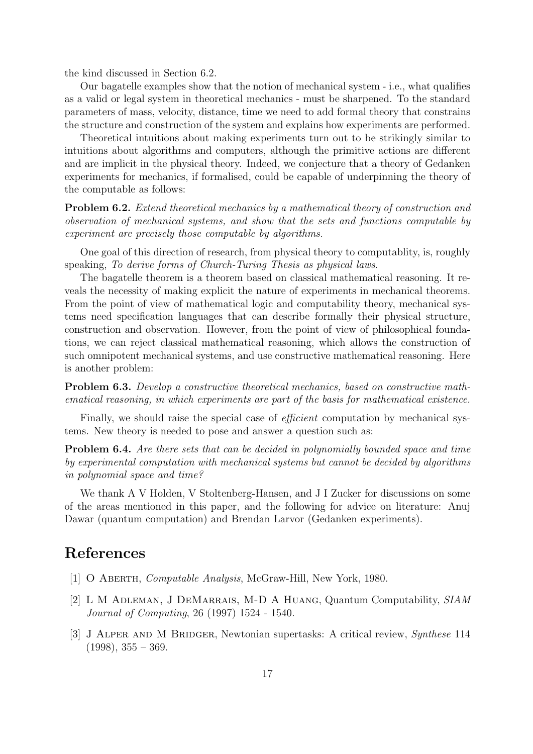the kind discussed in Section 6.2.

Our bagatelle examples show that the notion of mechanical system - i.e., what qualifies as a valid or legal system in theoretical mechanics - must be sharpened. To the standard parameters of mass, velocity, distance, time we need to add formal theory that constrains the structure and construction of the system and explains how experiments are performed.

Theoretical intuitions about making experiments turn out to be strikingly similar to intuitions about algorithms and computers, although the primitive actions are different and are implicit in the physical theory. Indeed, we conjecture that a theory of Gedanken experiments for mechanics, if formalised, could be capable of underpinning the theory of the computable as follows:

**Problem 6.2.** *Extend theoretical mechanics by a mathematical theory of construction and observation of mechanical systems, and show that the sets and functions computable by experiment are precisely those computable by algorithms.*

One goal of this direction of research, from physical theory to computablity, is, roughly speaking, *To derive forms of Church-Turing Thesis as physical laws*.

The bagatelle theorem is a theorem based on classical mathematical reasoning. It reveals the necessity of making explicit the nature of experiments in mechanical theorems. From the point of view of mathematical logic and computability theory, mechanical systems need specification languages that can describe formally their physical structure, construction and observation. However, from the point of view of philosophical foundations, we can reject classical mathematical reasoning, which allows the construction of such omnipotent mechanical systems, and use constructive mathematical reasoning. Here is another problem:

**Problem 6.3.** *Develop a constructive theoretical mechanics, based on constructive mathematical reasoning, in which experiments are part of the basis for mathematical existence.*

Finally, we should raise the special case of *efficient* computation by mechanical systems. New theory is needed to pose and answer a question such as:

**Problem 6.4.** *Are there sets that can be decided in polynomially bounded space and time by experimental computation with mechanical systems but cannot be decided by algorithms in polynomial space and time?*

We thank A V Holden, V Stoltenberg-Hansen, and J I Zucker for discussions on some of the areas mentioned in this paper, and the following for advice on literature: Anuj Dawar (quantum computation) and Brendan Larvor (Gedanken experiments).

# References

[1] O Aberth, *Computable Analysis*, McGraw-Hill, New York, 1980.

[2] L M Adleman, J DeMarrais, M-D A Huang, Quantum Computability, *SIAM Journal of Computing*, 26 (1997) 1524 - 1540.

[3] J Alper and M Bridger, Newtonian supertasks: A critical review, *Synthese* 114 (1998), 355 – 369.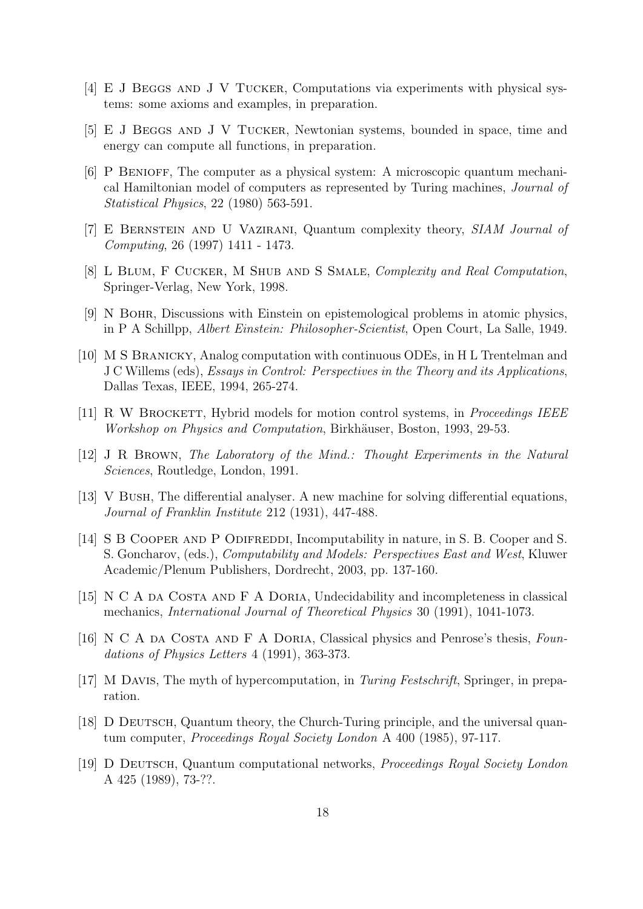[4] E J Beggs and J V Tucker, Computations via experiments with physical systems: some axioms and examples, in preparation.

[5] E J Beggs and J V Tucker, Newtonian systems, bounded in space, time and energy can compute all functions, in preparation.

[6] P Benioff, The computer as a physical system: A microscopic quantum mechanical Hamiltonian model of computers as represented by Turing machines, *Journal of Statistical Physics*, 22 (1980) 563-591.

[7] E Bernstein and U Vazirani, Quantum complexity theory, *SIAM Journal of Computing*, 26 (1997) 1411 - 1473.

[8] L Blum, F Cucker, M Shub and S Smale, *Complexity and Real Computation*, Springer-Verlag, New York, 1998.

[9] N Bohr, Discussions with Einstein on epistemological problems in atomic physics, in P A Schillpp, *Albert Einstein: Philosopher-Scientist*, Open Court, La Salle, 1949.

[10] M S Branicky, Analog computation with continuous ODEs, in H L Trentelman and J C Willems (eds), *Essays in Control: Perspectives in the Theory and its Applications*, Dallas Texas, IEEE, 1994, 265-274.

[11] R W Brockett, Hybrid models for motion control systems, in *Proceedings IEEE Workshop on Physics and Computation*, Birkhäuser, Boston, 1993, 29-53.

[12] J R Brown, *The Laboratory of the Mind.: Thought Experiments in the Natural Sciences*, Routledge, London, 1991.

[13] V Bush, The differential analyser. A new machine for solving differential equations, *Journal of Franklin Institute* 212 (1931), 447-488.

[14] S B Cooper and P Odifreddi, Incomputability in nature, in S. B. Cooper and S. S. Goncharov, (eds.), *Computability and Models: Perspectives East and West*, Kluwer Academic/Plenum Publishers, Dordrecht, 2003, pp. 137-160.

[15] N C A da Costa and F A Doria, Undecidability and incompleteness in classical mechanics, *International Journal of Theoretical Physics* 30 (1991), 1041-1073.

[16] N C A da Costa and F A Doria, Classical physics and Penrose's thesis, *Foundations of Physics Letters* 4 (1991), 363-373.

[17] M Davis, The myth of hypercomputation, in *Turing Festschrift*, Springer, in preparation.

[18] D Deutsch, Quantum theory, the Church-Turing principle, and the universal quantum computer, *Proceedings Royal Society London* A 400 (1985), 97-117.

[19] D Deutsch, Quantum computational networks, *Proceedings Royal Society London* A 425 (1989), 73-??.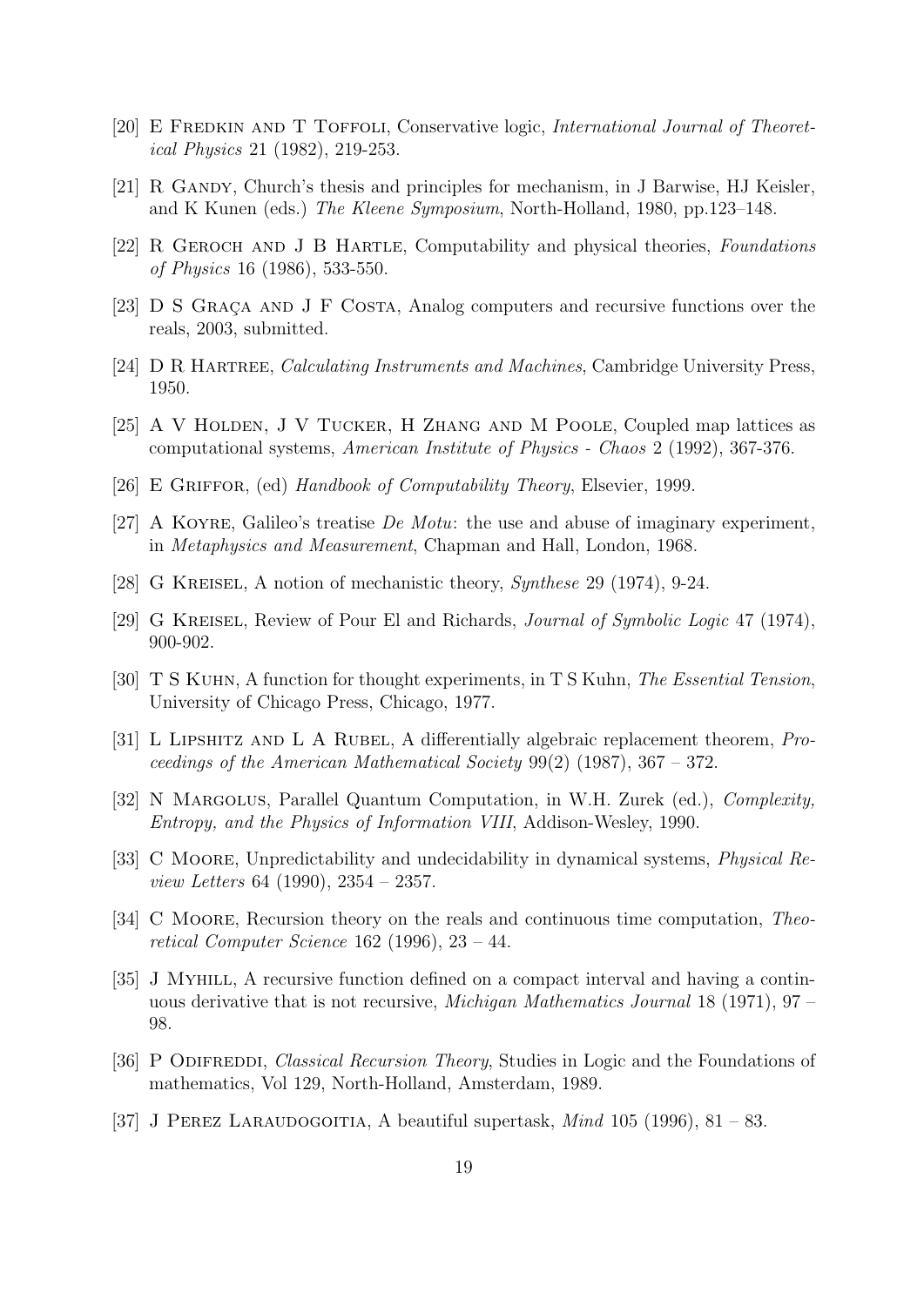[20] E Fredkin and T Toffoli, Conservative logic, *International Journal of Theoretical Physics* 21 (1982), 219-253.

[21] R Gandy, Church's thesis and principles for mechanism, in J Barwise, HJ Keisler, and K Kunen (eds.) *The Kleene Symposium*, North-Holland, 1980, pp.123–148.

[22] R Geroch and J B Hartle, Computability and physical theories, *Foundations of Physics* 16 (1986), 533-550.

[23] D S Graça and J F Costa, Analog computers and recursive functions over the reals, 2003, submitted.

[24] D R Hartree, *Calculating Instruments and Machines*, Cambridge University Press, 1950.

[25] A V Holden, J V Tucker, H Zhang and M Poole, Coupled map lattices as computational systems, *American Institute of Physics - Chaos* 2 (1992), 367-376.

[26] E Griffor, (ed) *Handbook of Computability Theory*, Elsevier, 1999.

[27] A Koyre, Galileo's treatise *De Motu*: the use and abuse of imaginary experiment, in *Metaphysics and Measurement*, Chapman and Hall, London, 1968.

[28] G Kreisel, A notion of mechanistic theory, *Synthese* 29 (1974), 9-24.

[29] G Kreisel, Review of Pour El and Richards, *Journal of Symbolic Logic* 47 (1974), 900-902.

[30] T S Kuhn, A function for thought experiments, in T S Kuhn, *The Essential Tension*, University of Chicago Press, Chicago, 1977.

[31] L Lipshitz and L A Rubel, A differentially algebraic replacement theorem, *Proceedings of the American Mathematical Society* 99(2) (1987), 367 – 372.

[32] N Margolus, Parallel Quantum Computation, in W.H. Zurek (ed.), *Complexity, Entropy, and the Physics of Information VIII*, Addison-Wesley, 1990.

[33] C Moore, Unpredictability and undecidability in dynamical systems, *Physical Review Letters* 64 (1990), 2354 – 2357.

[34] C Moore, Recursion theory on the reals and continuous time computation, *Theoretical Computer Science* 162 (1996), 23 – 44.

[35] J Myhill, A recursive function defined on a compact interval and having a continuous derivative that is not recursive, *Michigan Mathematics Journal* 18 (1971), 97 – 98.

[36] P Odifreddi, *Classical Recursion Theory*, Studies in Logic and the Foundations of mathematics, Vol 129, North-Holland, Amsterdam, 1989.

[37] J Perez Laraudogoitia, A beautiful supertask, *Mind* 105 (1996), 81 – 83.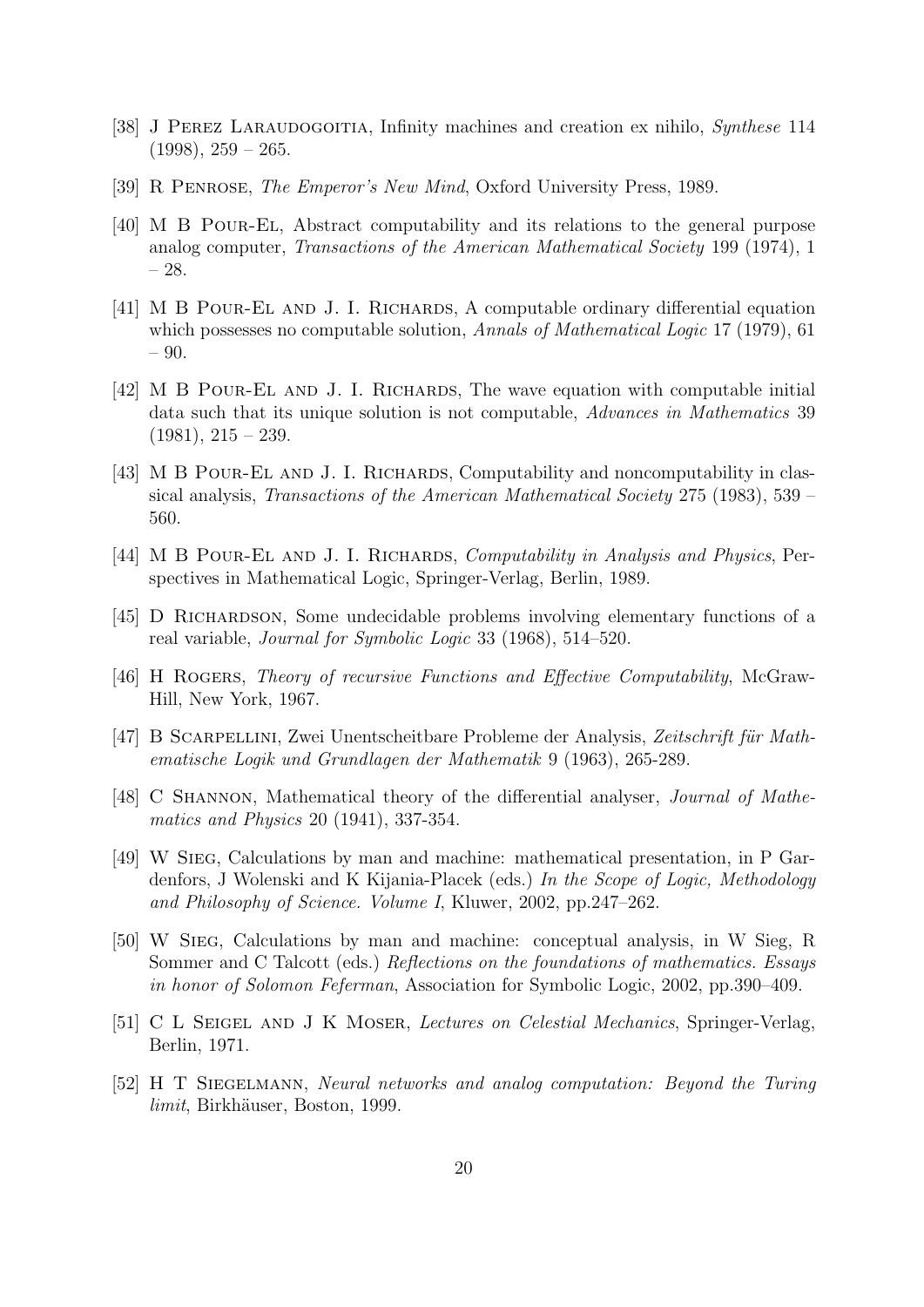[38] J Perez Laraudogoitia, Infinity machines and creation ex nihilo, *Synthese* 114 (1998), 259 – 265.

[39] R Penrose, *The Emperor's New Mind*, Oxford University Press, 1989.

[40] M B Pour-El, Abstract computability and its relations to the general purpose analog computer, *Transactions of the American Mathematical Society* 199 (1974), 1 – 28.

[41] M B Pour-El and J. I. Richards, A computable ordinary differential equation which possesses no computable solution, *Annals of Mathematical Logic* 17 (1979), 61 – 90.

[42] M B Pour-El and J. I. Richards, The wave equation with computable initial data such that its unique solution is not computable, *Advances in Mathematics* 39 (1981), 215 – 239.

[43] M B Pour-El and J. I. Richards, Computability and noncomputability in classical analysis, *Transactions of the American Mathematical Society* 275 (1983), 539 – 560.

[44] M B Pour-El and J. I. Richards, *Computability in Analysis and Physics*, Perspectives in Mathematical Logic, Springer-Verlag, Berlin, 1989.

[45] D Richardson, Some undecidable problems involving elementary functions of a real variable, *Journal for Symbolic Logic* 33 (1968), 514–520.

[46] H Rogers, *Theory of recursive Functions and Effective Computability*, McGraw-Hill, New York, 1967.

[47] B Scarpellini, Zwei Unentscheitbare Probleme der Analysis, *Zeitschrift für Mathematische Logik und Grundlagen der Mathematik* 9 (1963), 265-289.

[48] C Shannon, Mathematical theory of the differential analyser, *Journal of Mathematics and Physics* 20 (1941), 337-354.

[49] W Sieg, Calculations by man and machine: mathematical presentation, in P Gardenfors, J Wolenski and K Kijania-Placek (eds.) *In the Scope of Logic, Methodology and Philosophy of Science. Volume I*, Kluwer, 2002, pp.247–262.

[50] W Sieg, Calculations by man and machine: conceptual analysis, in W Sieg, R Sommer and C Talcott (eds.) *Reflections on the foundations of mathematics. Essays in honor of Solomon Feferman*, Association for Symbolic Logic, 2002, pp.390–409.

[51] C L Seigel and J K Moser, *Lectures on Celestial Mechanics*, Springer-Verlag, Berlin, 1971.

[52] H T Siegelmann, *Neural networks and analog computation: Beyond the Turing limit*, Birkhäuser, Boston, 1999.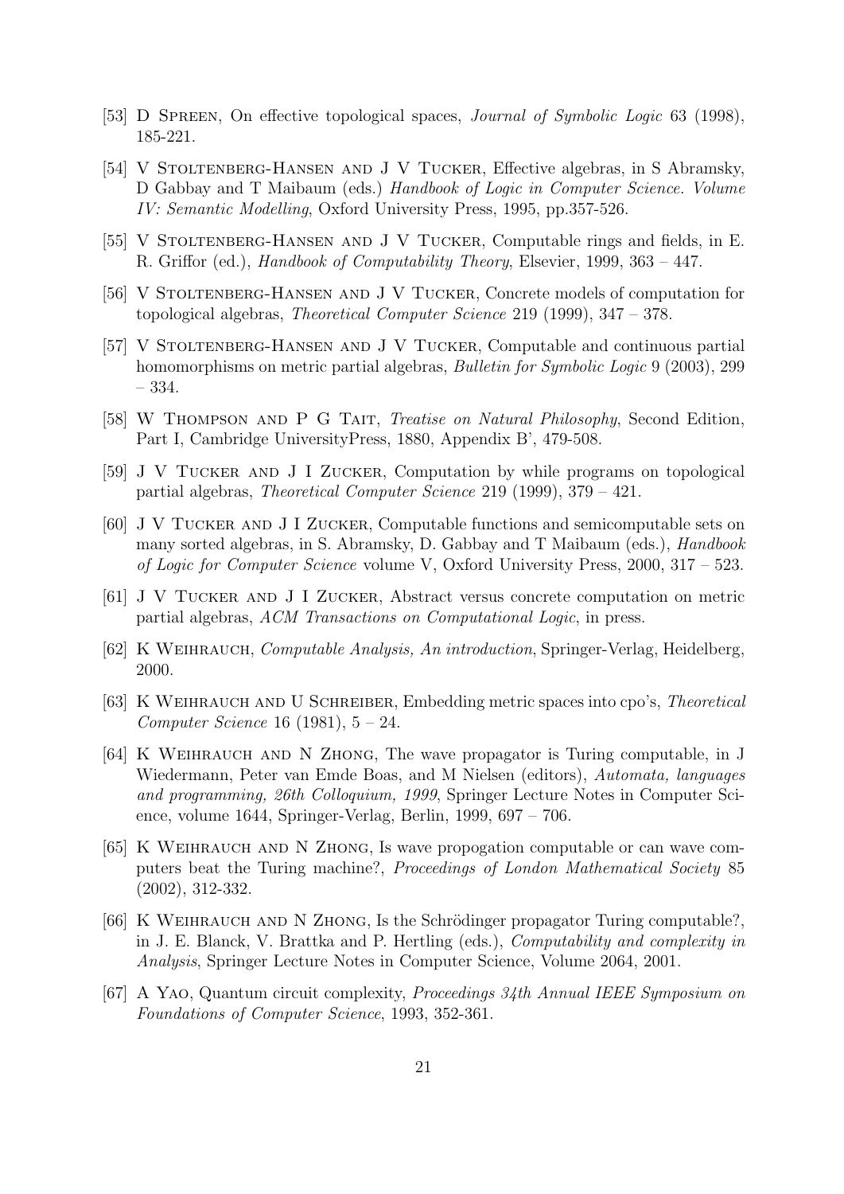[53] D Spreen, On effective topological spaces, *Journal of Symbolic Logic* 63 (1998), 185-221.

[54] V Stoltenberg-Hansen and J V Tucker, Effective algebras, in S Abramsky, D Gabbay and T Maibaum (eds.) *Handbook of Logic in Computer Science. Volume IV: Semantic Modelling*, Oxford University Press, 1995, pp.357-526.

[55] V Stoltenberg-Hansen and J V Tucker, Computable rings and fields, in E. R. Griffor (ed.), *Handbook of Computability Theory*, Elsevier, 1999, 363 – 447.

[56] V Stoltenberg-Hansen and J V Tucker, Concrete models of computation for topological algebras, *Theoretical Computer Science* 219 (1999), 347 – 378.

[57] V Stoltenberg-Hansen and J V Tucker, Computable and continuous partial homomorphisms on metric partial algebras, *Bulletin for Symbolic Logic* 9 (2003), 299 – 334.

[58] W Thompson and P G Tait, *Treatise on Natural Philosophy*, Second Edition, Part I, Cambridge UniversityPress, 1880, Appendix B', 479-508.

[59] J V Tucker and J I Zucker, Computation by while programs on topological partial algebras, *Theoretical Computer Science* 219 (1999), 379 – 421.

[60] J V Tucker and J I Zucker, Computable functions and semicomputable sets on many sorted algebras, in S. Abramsky, D. Gabbay and T Maibaum (eds.), *Handbook of Logic for Computer Science* volume V, Oxford University Press, 2000, 317 – 523.

[61] J V Tucker and J I Zucker, Abstract versus concrete computation on metric partial algebras, *ACM Transactions on Computational Logic*, in press.

[62] K Weihrauch, *Computable Analysis, An introduction*, Springer-Verlag, Heidelberg, 2000.

[63] K Weihrauch and U Schreiber, Embedding metric spaces into cpo's, *Theoretical Computer Science* 16 (1981), 5 – 24.

[64] K Weihrauch and N Zhong, The wave propagator is Turing computable, in J Wiedermann, Peter van Emde Boas, and M Nielsen (editors), *Automata, languages and programming, 26th Colloquium, 1999*, Springer Lecture Notes in Computer Science, volume 1644, Springer-Verlag, Berlin, 1999, 697 – 706.

[65] K Weihrauch and N Zhong, Is wave propogation computable or can wave computers beat the Turing machine?, *Proceedings of London Mathematical Society* 85 (2002), 312-332.

[66] K Weihrauch and N Zhong, Is the Schrödinger propagator Turing computable?, in J. E. Blanck, V. Brattka and P. Hertling (eds.), *Computability and complexity in Analysis*, Springer Lecture Notes in Computer Science, Volume 2064, 2001.

[67] A Yao, Quantum circuit complexity, *Proceedings 34th Annual IEEE Symposium on Foundations of Computer Science*, 1993, 352-361.